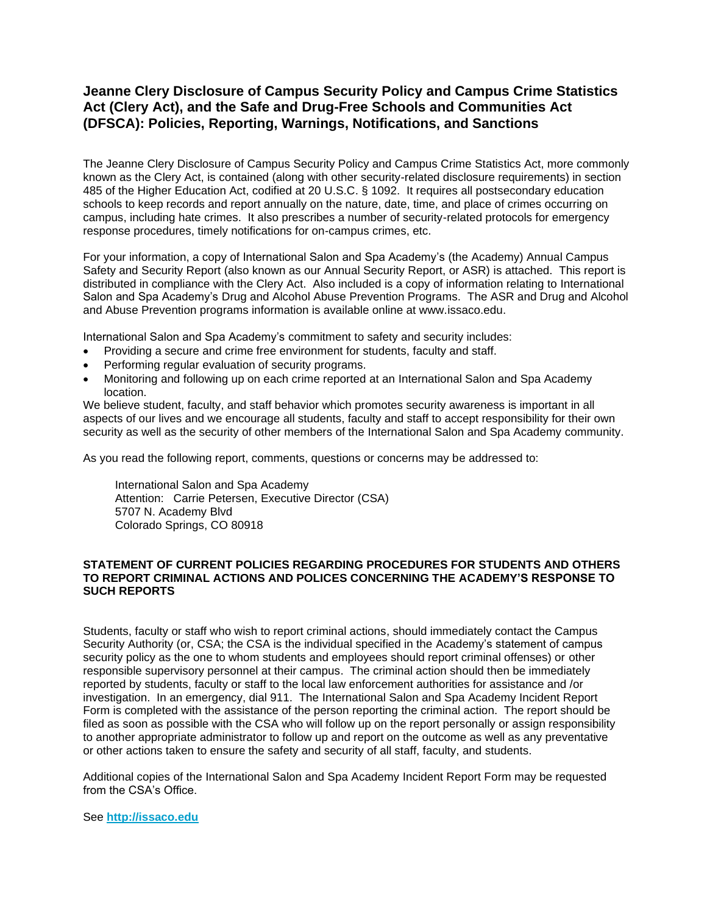# Jeanne Clery Disclosure of Campus Security Policy and Campus Crime Statistics Act (Clery Act), and the Safe and Drug-Free Schools and Communities Act (DFSCA): Policies, Reporting, Warnings, Notifications, and Sanctions

The Jeanne Clery Disclosure of Campus Security Policy and Campus Crime Statistics Act, more commonly known as the Clery Act, is contained (along with other security-related disclosure requirements) in section 485 of the Higher Education Act, codified at 20 U.S.C. § 1092. It requires all postsecondary education schools to keep records and report annually on the nature, date, time, and place of crimes occurring on campus, including hate crimes. It also prescribes a number of security-related protocols for emergency response procedures, timely notifications for on-campus crimes, etc.

For your information, a copy of International Salon and Spa Academy's (the Academy) Annual Campus Safety and Security Report (also known as our Annual Security Report, or ASR) is attached. This report is distributed in compliance with the Clery Act. Also included is a copy of information relating to International Salon and Spa Academy's Drug and Alcohol Abuse Prevention Programs. The ASR and Drug and Alcohol and Abuse Prevention programs information is available online at www.issaco.edu.

International Salon and Spa Academy's commitment to safety and security includes:

- Providing a secure and crime free environment for students, faculty and staff.
- Performing regular evaluation of security programs.
- Monitoring and following up on each crime reported at an International Salon and Spa Academy location.

We believe student, faculty, and staff behavior which promotes security awareness is important in all aspects of our lives and we encourage all students, faculty and staff to accept responsibility for their own security as well as the security of other members of the International Salon and Spa Academy community.

As you read the following report, comments, questions or concerns may be addressed to:

> International Salon and Spa Academy
> Attention: Carrie Petersen, Executive Director (CSA)
> 5707 N. Academy Blvd
> Colorado Springs, CO 80918

**STATEMENT OF CURRENT POLICIES REGARDING PROCEDURES FOR STUDENTS AND OTHERS TO REPORT CRIMINAL ACTIONS AND POLICES CONCERNING THE ACADEMY'S RESPONSE TO SUCH REPORTS**

Students, faculty or staff who wish to report criminal actions, should immediately contact the Campus Security Authority (or, CSA; the CSA is the individual specified in the Academy's statement of campus security policy as the one to whom students and employees should report criminal offenses) or other responsible supervisory personnel at their campus. The criminal action should then be immediately reported by students, faculty or staff to the local law enforcement authorities for assistance and /or investigation. In an emergency, dial 911. The International Salon and Spa Academy Incident Report Form is completed with the assistance of the person reporting the criminal action. The report should be filed as soon as possible with the CSA who will follow up on the report personally or assign responsibility to another appropriate administrator to follow up and report on the outcome as well as any preventative or other actions taken to ensure the safety and security of all staff, faculty, and students.

Additional copies of the International Salon and Spa Academy Incident Report Form may be requested from the CSA's Office.

See **http://issaco.edu**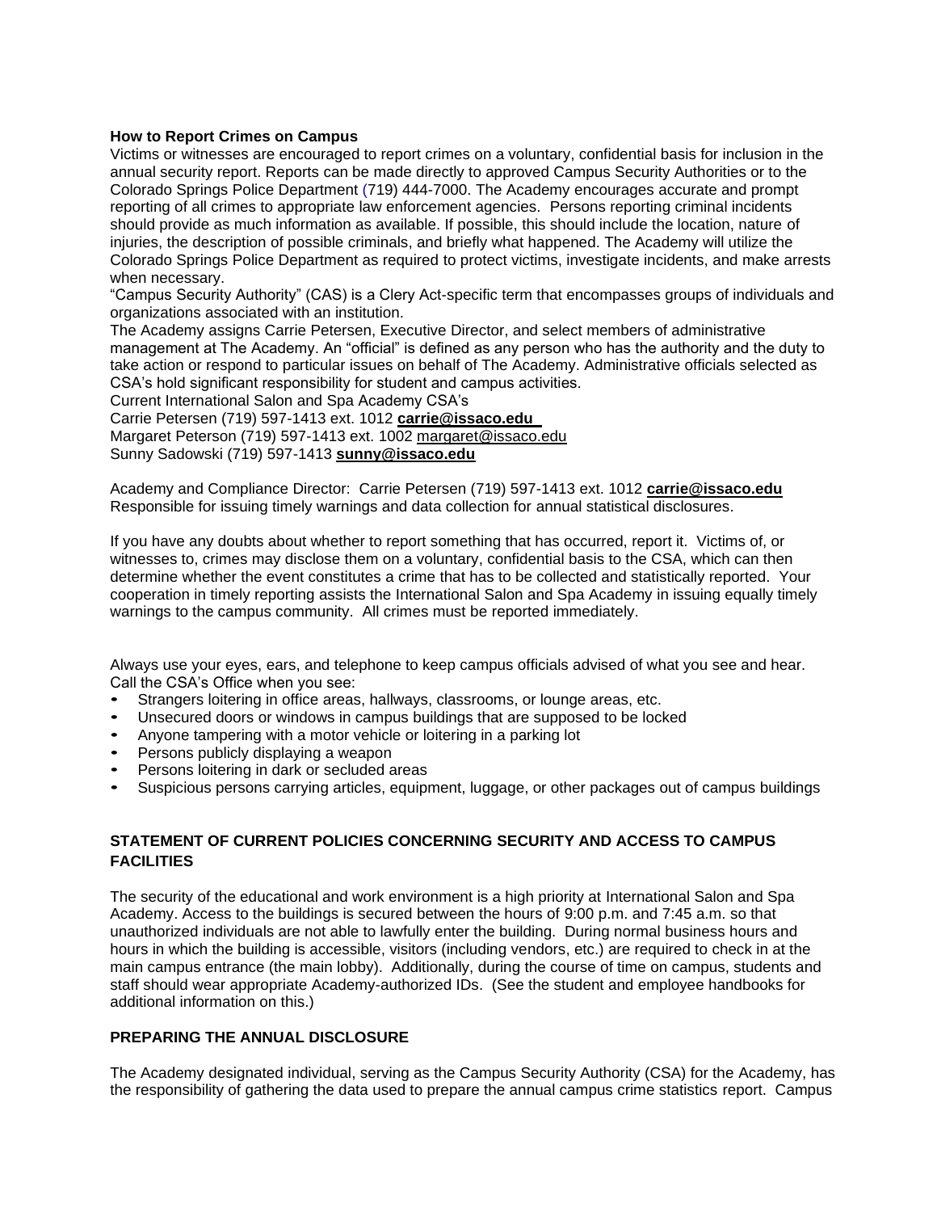**How to Report Crimes on Campus**

Victims or witnesses are encouraged to report crimes on a voluntary, confidential basis for inclusion in the annual security report. Reports can be made directly to approved Campus Security Authorities or to the Colorado Springs Police Department (719) 444-7000. The Academy encourages accurate and prompt reporting of all crimes to appropriate law enforcement agencies. Persons reporting criminal incidents should provide as much information as available. If possible, this should include the location, nature of injuries, the description of possible criminals, and briefly what happened. The Academy will utilize the Colorado Springs Police Department as required to protect victims, investigate incidents, and make arrests when necessary.

"Campus Security Authority" (CAS) is a Clery Act-specific term that encompasses groups of individuals and organizations associated with an institution.

The Academy assigns Carrie Petersen, Executive Director, and select members of administrative management at The Academy. An "official" is defined as any person who has the authority and the duty to take action or respond to particular issues on behalf of The Academy. Administrative officials selected as CSA's hold significant responsibility for student and campus activities.

Current International Salon and Spa Academy CSA's

Carrie Petersen (719) 597-1413 ext. 1012 **carrie@issaco.edu**

Margaret Peterson (719) 597-1413 ext. 1002 margaret@issaco.edu

Sunny Sadowski (719) 597-1413 **sunny@issaco.edu**

Academy and Compliance Director: Carrie Petersen (719) 597-1413 ext. 1012 **carrie@issaco.edu**
Responsible for issuing timely warnings and data collection for annual statistical disclosures.

If you have any doubts about whether to report something that has occurred, report it. Victims of, or witnesses to, crimes may disclose them on a voluntary, confidential basis to the CSA, which can then determine whether the event constitutes a crime that has to be collected and statistically reported. Your cooperation in timely reporting assists the International Salon and Spa Academy in issuing equally timely warnings to the campus community. All crimes must be reported immediately.

Always use your eyes, ears, and telephone to keep campus officials advised of what you see and hear. Call the CSA's Office when you see:

- Strangers loitering in office areas, hallways, classrooms, or lounge areas, etc.
- Unsecured doors or windows in campus buildings that are supposed to be locked
- Anyone tampering with a motor vehicle or loitering in a parking lot
- Persons publicly displaying a weapon
- Persons loitering in dark or secluded areas
- Suspicious persons carrying articles, equipment, luggage, or other packages out of campus buildings

## STATEMENT OF CURRENT POLICIES CONCERNING SECURITY AND ACCESS TO CAMPUS FACILITIES

The security of the educational and work environment is a high priority at International Salon and Spa Academy. Access to the buildings is secured between the hours of 9:00 p.m. and 7:45 a.m. so that unauthorized individuals are not able to lawfully enter the building. During normal business hours and hours in which the building is accessible, visitors (including vendors, etc.) are required to check in at the main campus entrance (the main lobby). Additionally, during the course of time on campus, students and staff should wear appropriate Academy-authorized IDs. (See the student and employee handbooks for additional information on this.)

## PREPARING THE ANNUAL DISCLOSURE

The Academy designated individual, serving as the Campus Security Authority (CSA) for the Academy, has the responsibility of gathering the data used to prepare the annual campus crime statistics report. Campus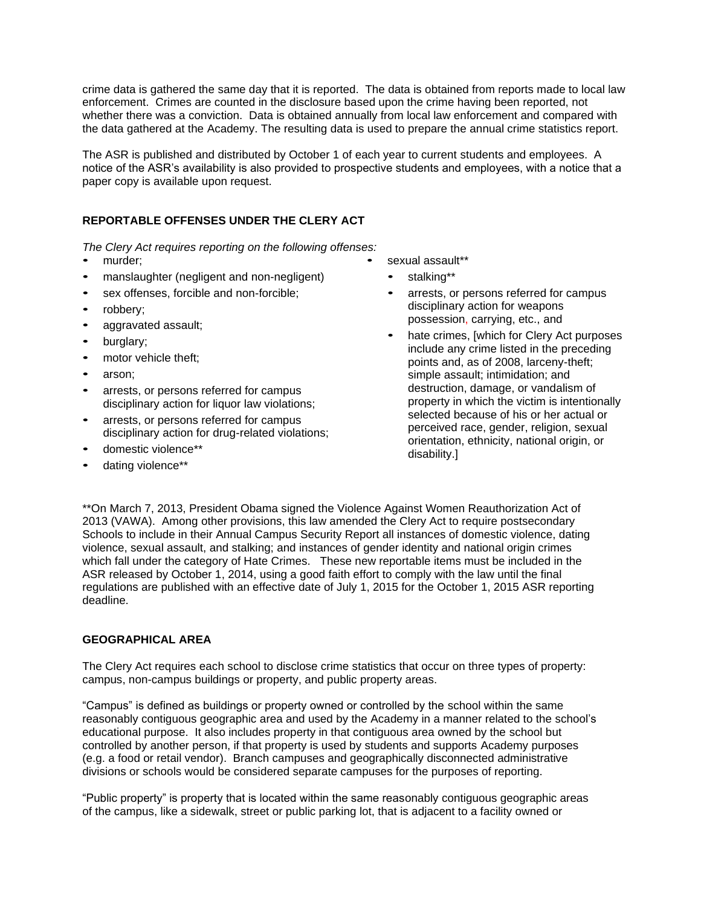crime data is gathered the same day that it is reported. The data is obtained from reports made to local law enforcement. Crimes are counted in the disclosure based upon the crime having been reported, not whether there was a conviction. Data is obtained annually from local law enforcement and compared with the data gathered at the Academy. The resulting data is used to prepare the annual crime statistics report.

The ASR is published and distributed by October 1 of each year to current students and employees. A notice of the ASR's availability is also provided to prospective students and employees, with a notice that a paper copy is available upon request.

## REPORTABLE OFFENSES UNDER THE CLERY ACT

*The Clery Act requires reporting on the following offenses:*

- murder;
- manslaughter (negligent and non-negligent)
- sex offenses, forcible and non-forcible;
- robbery;
- aggravated assault;
- burglary;
- motor vehicle theft;
- arson;
- arrests, or persons referred for campus disciplinary action for liquor law violations;
- arrests, or persons referred for campus disciplinary action for drug-related violations;
- domestic violence**
- dating violence**
- sexual assault**
- stalking**
- arrests, or persons referred for campus disciplinary action for weapons possession, carrying, etc., and
- hate crimes, [which for Clery Act purposes include any crime listed in the preceding points and, as of 2008, larceny-theft; simple assault; intimidation; and destruction, damage, or vandalism of property in which the victim is intentionally selected because of his or her actual or perceived race, gender, religion, sexual orientation, ethnicity, national origin, or disability.]

**On March 7, 2013, President Obama signed the Violence Against Women Reauthorization Act of 2013 (VAWA). Among other provisions, this law amended the Clery Act to require postsecondary Schools to include in their Annual Campus Security Report all instances of domestic violence, dating violence, sexual assault, and stalking; and instances of gender identity and national origin crimes which fall under the category of Hate Crimes. These new reportable items must be included in the ASR released by October 1, 2014, using a good faith effort to comply with the law until the final regulations are published with an effective date of July 1, 2015 for the October 1, 2015 ASR reporting deadline.

## GEOGRAPHICAL AREA

The Clery Act requires each school to disclose crime statistics that occur on three types of property: campus, non-campus buildings or property, and public property areas.

"Campus" is defined as buildings or property owned or controlled by the school within the same reasonably contiguous geographic area and used by the Academy in a manner related to the school's educational purpose. It also includes property in that contiguous area owned by the school but controlled by another person, if that property is used by students and supports Academy purposes (e.g. a food or retail vendor). Branch campuses and geographically disconnected administrative divisions or schools would be considered separate campuses for the purposes of reporting.

"Public property" is property that is located within the same reasonably contiguous geographic areas of the campus, like a sidewalk, street or public parking lot, that is adjacent to a facility owned or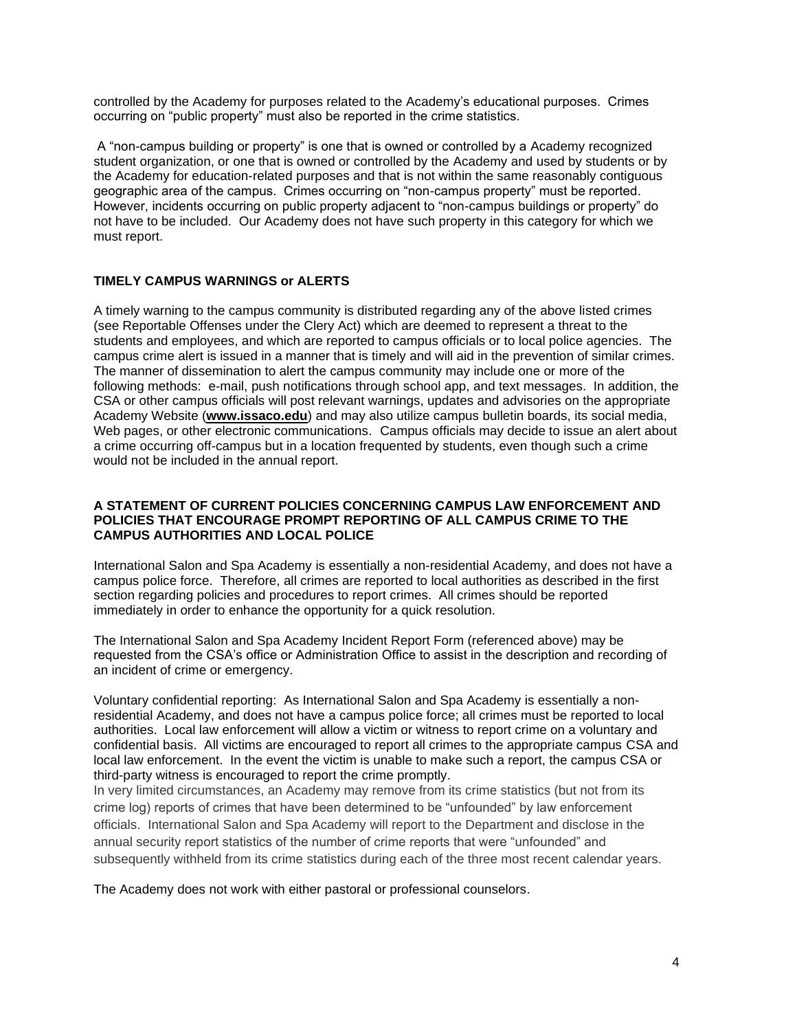controlled by the Academy for purposes related to the Academy's educational purposes. Crimes occurring on "public property" must also be reported in the crime statistics.

A "non-campus building or property" is one that is owned or controlled by a Academy recognized student organization, or one that is owned or controlled by the Academy and used by students or by the Academy for education-related purposes and that is not within the same reasonably contiguous geographic area of the campus. Crimes occurring on "non-campus property" must be reported. However, incidents occurring on public property adjacent to "non-campus buildings or property" do not have to be included. Our Academy does not have such property in this category for which we must report.

## TIMELY CAMPUS WARNINGS or ALERTS

A timely warning to the campus community is distributed regarding any of the above listed crimes (see Reportable Offenses under the Clery Act) which are deemed to represent a threat to the students and employees, and which are reported to campus officials or to local police agencies. The campus crime alert is issued in a manner that is timely and will aid in the prevention of similar crimes. The manner of dissemination to alert the campus community may include one or more of the following methods: e-mail, push notifications through school app, and text messages. In addition, the CSA or other campus officials will post relevant warnings, updates and advisories on the appropriate Academy Website (**www.issaco.edu**) and may also utilize campus bulletin boards, its social media, Web pages, or other electronic communications. Campus officials may decide to issue an alert about a crime occurring off-campus but in a location frequented by students, even though such a crime would not be included in the annual report.

## A STATEMENT OF CURRENT POLICIES CONCERNING CAMPUS LAW ENFORCEMENT AND POLICIES THAT ENCOURAGE PROMPT REPORTING OF ALL CAMPUS CRIME TO THE CAMPUS AUTHORITIES AND LOCAL POLICE

International Salon and Spa Academy is essentially a non-residential Academy, and does not have a campus police force. Therefore, all crimes are reported to local authorities as described in the first section regarding policies and procedures to report crimes. All crimes should be reported immediately in order to enhance the opportunity for a quick resolution.

The International Salon and Spa Academy Incident Report Form (referenced above) may be requested from the CSA's office or Administration Office to assist in the description and recording of an incident of crime or emergency.

Voluntary confidential reporting: As International Salon and Spa Academy is essentially a non-residential Academy, and does not have a campus police force; all crimes must be reported to local authorities. Local law enforcement will allow a victim or witness to report crime on a voluntary and confidential basis. All victims are encouraged to report all crimes to the appropriate campus CSA and local law enforcement. In the event the victim is unable to make such a report, the campus CSA or third-party witness is encouraged to report the crime promptly.
In very limited circumstances, an Academy may remove from its crime statistics (but not from its crime log) reports of crimes that have been determined to be "unfounded" by law enforcement officials. International Salon and Spa Academy will report to the Department and disclose in the annual security report statistics of the number of crime reports that were "unfounded" and subsequently withheld from its crime statistics during each of the three most recent calendar years.

The Academy does not work with either pastoral or professional counselors.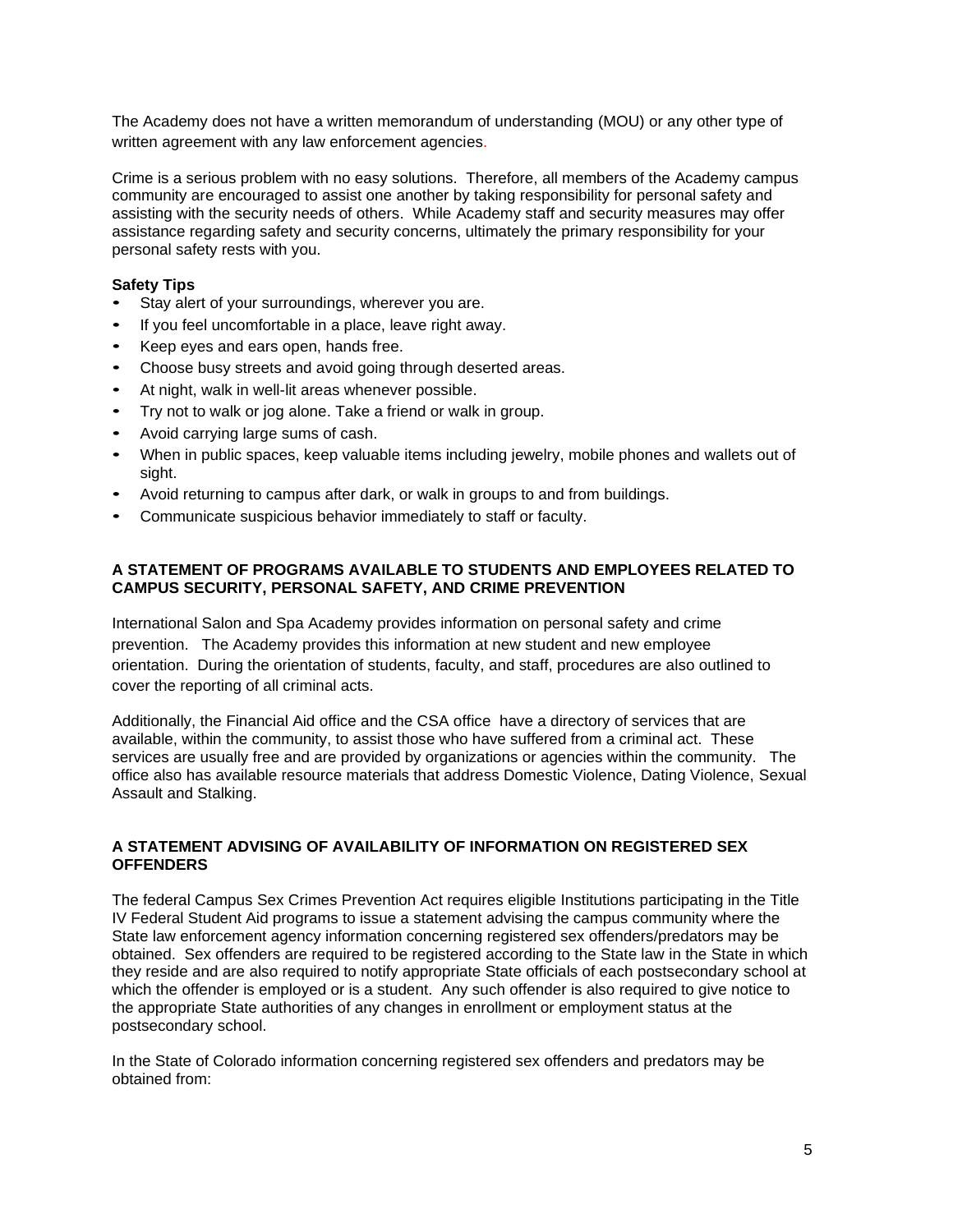The Academy does not have a written memorandum of understanding (MOU) or any other type of written agreement with any law enforcement agencies.

Crime is a serious problem with no easy solutions. Therefore, all members of the Academy campus community are encouraged to assist one another by taking responsibility for personal safety and assisting with the security needs of others. While Academy staff and security measures may offer assistance regarding safety and security concerns, ultimately the primary responsibility for your personal safety rests with you.

**Safety Tips**

- Stay alert of your surroundings, wherever you are.
- If you feel uncomfortable in a place, leave right away.
- Keep eyes and ears open, hands free.
- Choose busy streets and avoid going through deserted areas.
- At night, walk in well-lit areas whenever possible.
- Try not to walk or jog alone. Take a friend or walk in group.
- Avoid carrying large sums of cash.
- When in public spaces, keep valuable items including jewelry, mobile phones and wallets out of sight.
- Avoid returning to campus after dark, or walk in groups to and from buildings.
- Communicate suspicious behavior immediately to staff or faculty.

## A STATEMENT OF PROGRAMS AVAILABLE TO STUDENTS AND EMPLOYEES RELATED TO CAMPUS SECURITY, PERSONAL SAFETY, AND CRIME PREVENTION

International Salon and Spa Academy provides information on personal safety and crime prevention. The Academy provides this information at new student and new employee orientation. During the orientation of students, faculty, and staff, procedures are also outlined to cover the reporting of all criminal acts.

Additionally, the Financial Aid office and the CSA office have a directory of services that are available, within the community, to assist those who have suffered from a criminal act. These services are usually free and are provided by organizations or agencies within the community. The office also has available resource materials that address Domestic Violence, Dating Violence, Sexual Assault and Stalking.

## A STATEMENT ADVISING OF AVAILABILITY OF INFORMATION ON REGISTERED SEX OFFENDERS

The federal Campus Sex Crimes Prevention Act requires eligible Institutions participating in the Title IV Federal Student Aid programs to issue a statement advising the campus community where the State law enforcement agency information concerning registered sex offenders/predators may be obtained. Sex offenders are required to be registered according to the State law in the State in which they reside and are also required to notify appropriate State officials of each postsecondary school at which the offender is employed or is a student. Any such offender is also required to give notice to the appropriate State authorities of any changes in enrollment or employment status at the postsecondary school.

In the State of Colorado information concerning registered sex offenders and predators may be obtained from: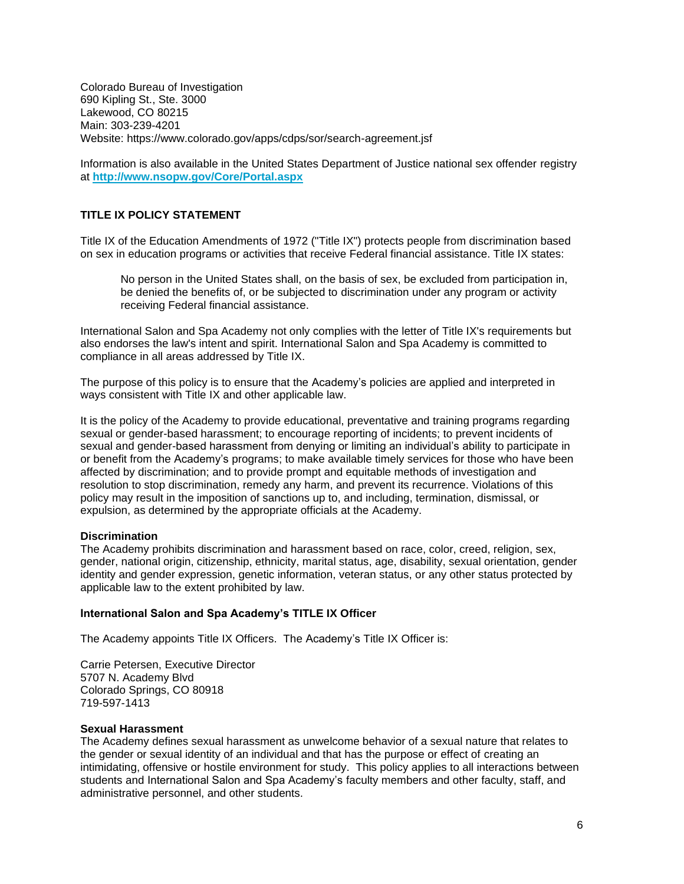Colorado Bureau of Investigation
690 Kipling St., Ste. 3000
Lakewood, CO 80215
Main: 303-239-4201
Website: https://www.colorado.gov/apps/cdps/sor/search-agreement.jsf

Information is also available in the United States Department of Justice national sex offender registry at **http://www.nsopw.gov/Core/Portal.aspx**

## TITLE IX POLICY STATEMENT

Title IX of the Education Amendments of 1972 ("Title IX") protects people from discrimination based on sex in education programs or activities that receive Federal financial assistance. Title IX states:

> No person in the United States shall, on the basis of sex, be excluded from participation in, be denied the benefits of, or be subjected to discrimination under any program or activity receiving Federal financial assistance.

International Salon and Spa Academy not only complies with the letter of Title IX's requirements but also endorses the law's intent and spirit. International Salon and Spa Academy is committed to compliance in all areas addressed by Title IX.

The purpose of this policy is to ensure that the Academy's policies are applied and interpreted in ways consistent with Title IX and other applicable law.

It is the policy of the Academy to provide educational, preventative and training programs regarding sexual or gender-based harassment; to encourage reporting of incidents; to prevent incidents of sexual and gender-based harassment from denying or limiting an individual's ability to participate in or benefit from the Academy's programs; to make available timely services for those who have been affected by discrimination; and to provide prompt and equitable methods of investigation and resolution to stop discrimination, remedy any harm, and prevent its recurrence. Violations of this policy may result in the imposition of sanctions up to, and including, termination, dismissal, or expulsion, as determined by the appropriate officials at the Academy.

### Discrimination

The Academy prohibits discrimination and harassment based on race, color, creed, religion, sex, gender, national origin, citizenship, ethnicity, marital status, age, disability, sexual orientation, gender identity and gender expression, genetic information, veteran status, or any other status protected by applicable law to the extent prohibited by law.

### International Salon and Spa Academy's TITLE IX Officer

The Academy appoints Title IX Officers. The Academy's Title IX Officer is:

Carrie Petersen, Executive Director
5707 N. Academy Blvd
Colorado Springs, CO 80918
719-597-1413

### Sexual Harassment

The Academy defines sexual harassment as unwelcome behavior of a sexual nature that relates to the gender or sexual identity of an individual and that has the purpose or effect of creating an intimidating, offensive or hostile environment for study. This policy applies to all interactions between students and International Salon and Spa Academy's faculty members and other faculty, staff, and administrative personnel, and other students.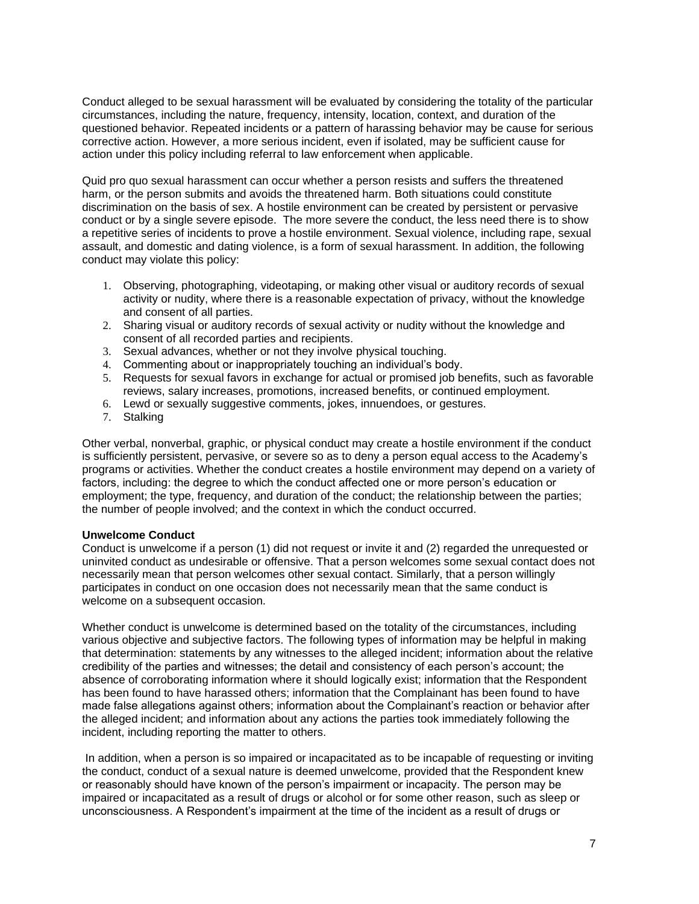Conduct alleged to be sexual harassment will be evaluated by considering the totality of the particular circumstances, including the nature, frequency, intensity, location, context, and duration of the questioned behavior. Repeated incidents or a pattern of harassing behavior may be cause for serious corrective action. However, a more serious incident, even if isolated, may be sufficient cause for action under this policy including referral to law enforcement when applicable.

Quid pro quo sexual harassment can occur whether a person resists and suffers the threatened harm, or the person submits and avoids the threatened harm. Both situations could constitute discrimination on the basis of sex. A hostile environment can be created by persistent or pervasive conduct or by a single severe episode. The more severe the conduct, the less need there is to show a repetitive series of incidents to prove a hostile environment. Sexual violence, including rape, sexual assault, and domestic and dating violence, is a form of sexual harassment. In addition, the following conduct may violate this policy:

1. Observing, photographing, videotaping, or making other visual or auditory records of sexual activity or nudity, where there is a reasonable expectation of privacy, without the knowledge and consent of all parties.
2. Sharing visual or auditory records of sexual activity or nudity without the knowledge and consent of all recorded parties and recipients.
3. Sexual advances, whether or not they involve physical touching.
4. Commenting about or inappropriately touching an individual's body.
5. Requests for sexual favors in exchange for actual or promised job benefits, such as favorable reviews, salary increases, promotions, increased benefits, or continued employment.
6. Lewd or sexually suggestive comments, jokes, innuendoes, or gestures.
7. Stalking

Other verbal, nonverbal, graphic, or physical conduct may create a hostile environment if the conduct is sufficiently persistent, pervasive, or severe so as to deny a person equal access to the Academy's programs or activities. Whether the conduct creates a hostile environment may depend on a variety of factors, including: the degree to which the conduct affected one or more person's education or employment; the type, frequency, and duration of the conduct; the relationship between the parties; the number of people involved; and the context in which the conduct occurred.

**Unwelcome Conduct**

Conduct is unwelcome if a person (1) did not request or invite it and (2) regarded the unrequested or uninvited conduct as undesirable or offensive. That a person welcomes some sexual contact does not necessarily mean that person welcomes other sexual contact. Similarly, that a person willingly participates in conduct on one occasion does not necessarily mean that the same conduct is welcome on a subsequent occasion.

Whether conduct is unwelcome is determined based on the totality of the circumstances, including various objective and subjective factors. The following types of information may be helpful in making that determination: statements by any witnesses to the alleged incident; information about the relative credibility of the parties and witnesses; the detail and consistency of each person's account; the absence of corroborating information where it should logically exist; information that the Respondent has been found to have harassed others; information that the Complainant has been found to have made false allegations against others; information about the Complainant's reaction or behavior after the alleged incident; and information about any actions the parties took immediately following the incident, including reporting the matter to others.

In addition, when a person is so impaired or incapacitated as to be incapable of requesting or inviting the conduct, conduct of a sexual nature is deemed unwelcome, provided that the Respondent knew or reasonably should have known of the person's impairment or incapacity. The person may be impaired or incapacitated as a result of drugs or alcohol or for some other reason, such as sleep or unconsciousness. A Respondent's impairment at the time of the incident as a result of drugs or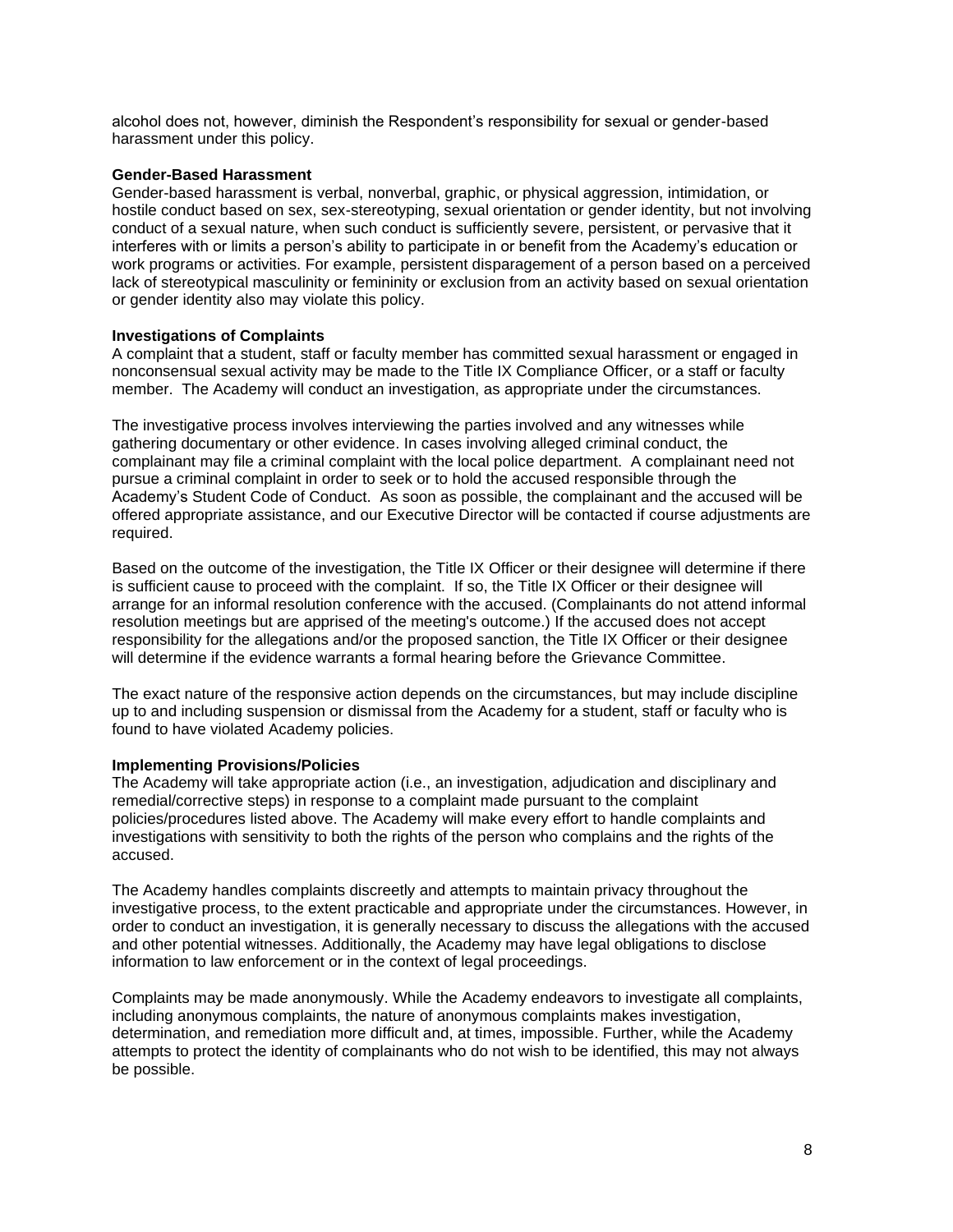alcohol does not, however, diminish the Respondent's responsibility for sexual or gender-based harassment under this policy.

**Gender-Based Harassment**

Gender-based harassment is verbal, nonverbal, graphic, or physical aggression, intimidation, or hostile conduct based on sex, sex-stereotyping, sexual orientation or gender identity, but not involving conduct of a sexual nature, when such conduct is sufficiently severe, persistent, or pervasive that it interferes with or limits a person's ability to participate in or benefit from the Academy's education or work programs or activities. For example, persistent disparagement of a person based on a perceived lack of stereotypical masculinity or femininity or exclusion from an activity based on sexual orientation or gender identity also may violate this policy.

**Investigations of Complaints**

A complaint that a student, staff or faculty member has committed sexual harassment or engaged in nonconsensual sexual activity may be made to the Title IX Compliance Officer, or a staff or faculty member. The Academy will conduct an investigation, as appropriate under the circumstances.

The investigative process involves interviewing the parties involved and any witnesses while gathering documentary or other evidence. In cases involving alleged criminal conduct, the complainant may file a criminal complaint with the local police department. A complainant need not pursue a criminal complaint in order to seek or to hold the accused responsible through the Academy's Student Code of Conduct. As soon as possible, the complainant and the accused will be offered appropriate assistance, and our Executive Director will be contacted if course adjustments are required.

Based on the outcome of the investigation, the Title IX Officer or their designee will determine if there is sufficient cause to proceed with the complaint. If so, the Title IX Officer or their designee will arrange for an informal resolution conference with the accused. (Complainants do not attend informal resolution meetings but are apprised of the meeting's outcome.) If the accused does not accept responsibility for the allegations and/or the proposed sanction, the Title IX Officer or their designee will determine if the evidence warrants a formal hearing before the Grievance Committee.

The exact nature of the responsive action depends on the circumstances, but may include discipline up to and including suspension or dismissal from the Academy for a student, staff or faculty who is found to have violated Academy policies.

**Implementing Provisions/Policies**

The Academy will take appropriate action (i.e., an investigation, adjudication and disciplinary and remedial/corrective steps) in response to a complaint made pursuant to the complaint policies/procedures listed above. The Academy will make every effort to handle complaints and investigations with sensitivity to both the rights of the person who complains and the rights of the accused.

The Academy handles complaints discreetly and attempts to maintain privacy throughout the investigative process, to the extent practicable and appropriate under the circumstances. However, in order to conduct an investigation, it is generally necessary to discuss the allegations with the accused and other potential witnesses. Additionally, the Academy may have legal obligations to disclose information to law enforcement or in the context of legal proceedings.

Complaints may be made anonymously. While the Academy endeavors to investigate all complaints, including anonymous complaints, the nature of anonymous complaints makes investigation, determination, and remediation more difficult and, at times, impossible. Further, while the Academy attempts to protect the identity of complainants who do not wish to be identified, this may not always be possible.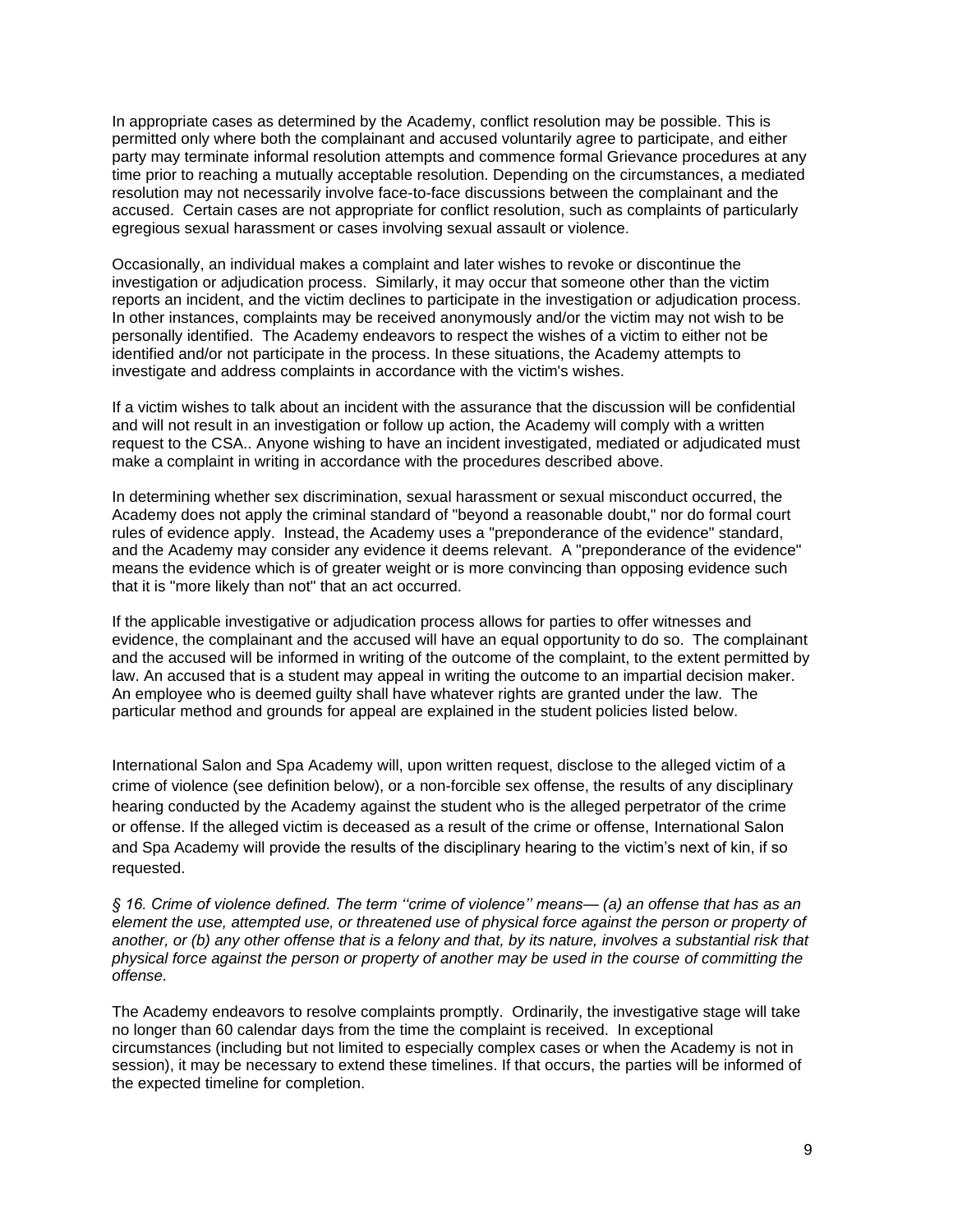In appropriate cases as determined by the Academy, conflict resolution may be possible. This is permitted only where both the complainant and accused voluntarily agree to participate, and either party may terminate informal resolution attempts and commence formal Grievance procedures at any time prior to reaching a mutually acceptable resolution. Depending on the circumstances, a mediated resolution may not necessarily involve face-to-face discussions between the complainant and the accused. Certain cases are not appropriate for conflict resolution, such as complaints of particularly egregious sexual harassment or cases involving sexual assault or violence.

Occasionally, an individual makes a complaint and later wishes to revoke or discontinue the investigation or adjudication process. Similarly, it may occur that someone other than the victim reports an incident, and the victim declines to participate in the investigation or adjudication process. In other instances, complaints may be received anonymously and/or the victim may not wish to be personally identified. The Academy endeavors to respect the wishes of a victim to either not be identified and/or not participate in the process. In these situations, the Academy attempts to investigate and address complaints in accordance with the victim's wishes.

If a victim wishes to talk about an incident with the assurance that the discussion will be confidential and will not result in an investigation or follow up action, the Academy will comply with a written request to the CSA.. Anyone wishing to have an incident investigated, mediated or adjudicated must make a complaint in writing in accordance with the procedures described above.

In determining whether sex discrimination, sexual harassment or sexual misconduct occurred, the Academy does not apply the criminal standard of "beyond a reasonable doubt," nor do formal court rules of evidence apply. Instead, the Academy uses a "preponderance of the evidence" standard, and the Academy may consider any evidence it deems relevant. A "preponderance of the evidence" means the evidence which is of greater weight or is more convincing than opposing evidence such that it is "more likely than not" that an act occurred.

If the applicable investigative or adjudication process allows for parties to offer witnesses and evidence, the complainant and the accused will have an equal opportunity to do so. The complainant and the accused will be informed in writing of the outcome of the complaint, to the extent permitted by law. An accused that is a student may appeal in writing the outcome to an impartial decision maker. An employee who is deemed guilty shall have whatever rights are granted under the law. The particular method and grounds for appeal are explained in the student policies listed below.

International Salon and Spa Academy will, upon written request, disclose to the alleged victim of a crime of violence (see definition below), or a non-forcible sex offense, the results of any disciplinary hearing conducted by the Academy against the student who is the alleged perpetrator of the crime or offense. If the alleged victim is deceased as a result of the crime or offense, International Salon and Spa Academy will provide the results of the disciplinary hearing to the victim's next of kin, if so requested.

*§ 16. Crime of violence defined. The term ''crime of violence'' means— (a) an offense that has as an element the use, attempted use, or threatened use of physical force against the person or property of another, or (b) any other offense that is a felony and that, by its nature, involves a substantial risk that physical force against the person or property of another may be used in the course of committing the offense.*

The Academy endeavors to resolve complaints promptly. Ordinarily, the investigative stage will take no longer than 60 calendar days from the time the complaint is received. In exceptional circumstances (including but not limited to especially complex cases or when the Academy is not in session), it may be necessary to extend these timelines. If that occurs, the parties will be informed of the expected timeline for completion.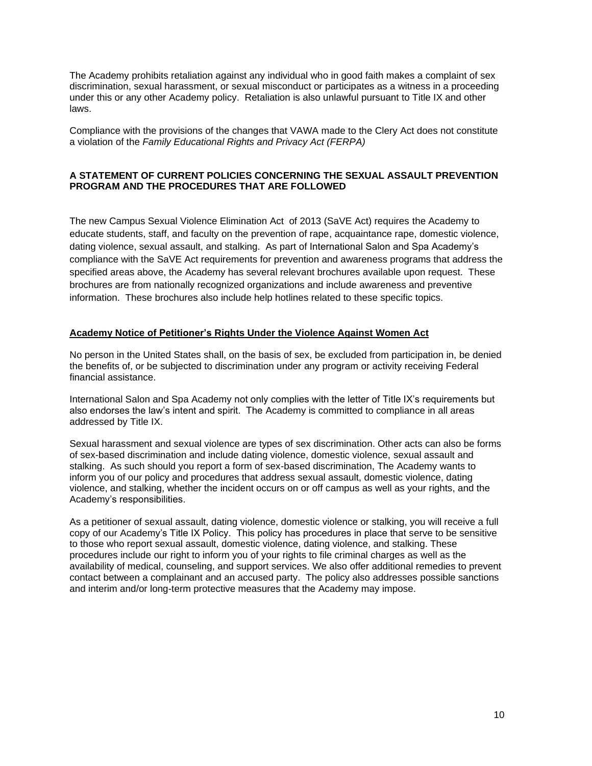The Academy prohibits retaliation against any individual who in good faith makes a complaint of sex discrimination, sexual harassment, or sexual misconduct or participates as a witness in a proceeding under this or any other Academy policy. Retaliation is also unlawful pursuant to Title IX and other laws.

Compliance with the provisions of the changes that VAWA made to the Clery Act does not constitute a violation of the *Family Educational Rights and Privacy Act (FERPA)*

**A STATEMENT OF CURRENT POLICIES CONCERNING THE SEXUAL ASSAULT PREVENTION PROGRAM AND THE PROCEDURES THAT ARE FOLLOWED**

The new Campus Sexual Violence Elimination Act of 2013 (SaVE Act) requires the Academy to educate students, staff, and faculty on the prevention of rape, acquaintance rape, domestic violence, dating violence, sexual assault, and stalking. As part of International Salon and Spa Academy's compliance with the SaVE Act requirements for prevention and awareness programs that address the specified areas above, the Academy has several relevant brochures available upon request. These brochures are from nationally recognized organizations and include awareness and preventive information. These brochures also include help hotlines related to these specific topics.

**Academy Notice of Petitioner's Rights Under the Violence Against Women Act**

No person in the United States shall, on the basis of sex, be excluded from participation in, be denied the benefits of, or be subjected to discrimination under any program or activity receiving Federal financial assistance.

International Salon and Spa Academy not only complies with the letter of Title IX's requirements but also endorses the law's intent and spirit. The Academy is committed to compliance in all areas addressed by Title IX.

Sexual harassment and sexual violence are types of sex discrimination. Other acts can also be forms of sex-based discrimination and include dating violence, domestic violence, sexual assault and stalking. As such should you report a form of sex-based discrimination, The Academy wants to inform you of our policy and procedures that address sexual assault, domestic violence, dating violence, and stalking, whether the incident occurs on or off campus as well as your rights, and the Academy's responsibilities.

As a petitioner of sexual assault, dating violence, domestic violence or stalking, you will receive a full copy of our Academy's Title IX Policy. This policy has procedures in place that serve to be sensitive to those who report sexual assault, domestic violence, dating violence, and stalking. These procedures include our right to inform you of your rights to file criminal charges as well as the availability of medical, counseling, and support services. We also offer additional remedies to prevent contact between a complainant and an accused party. The policy also addresses possible sanctions and interim and/or long-term protective measures that the Academy may impose.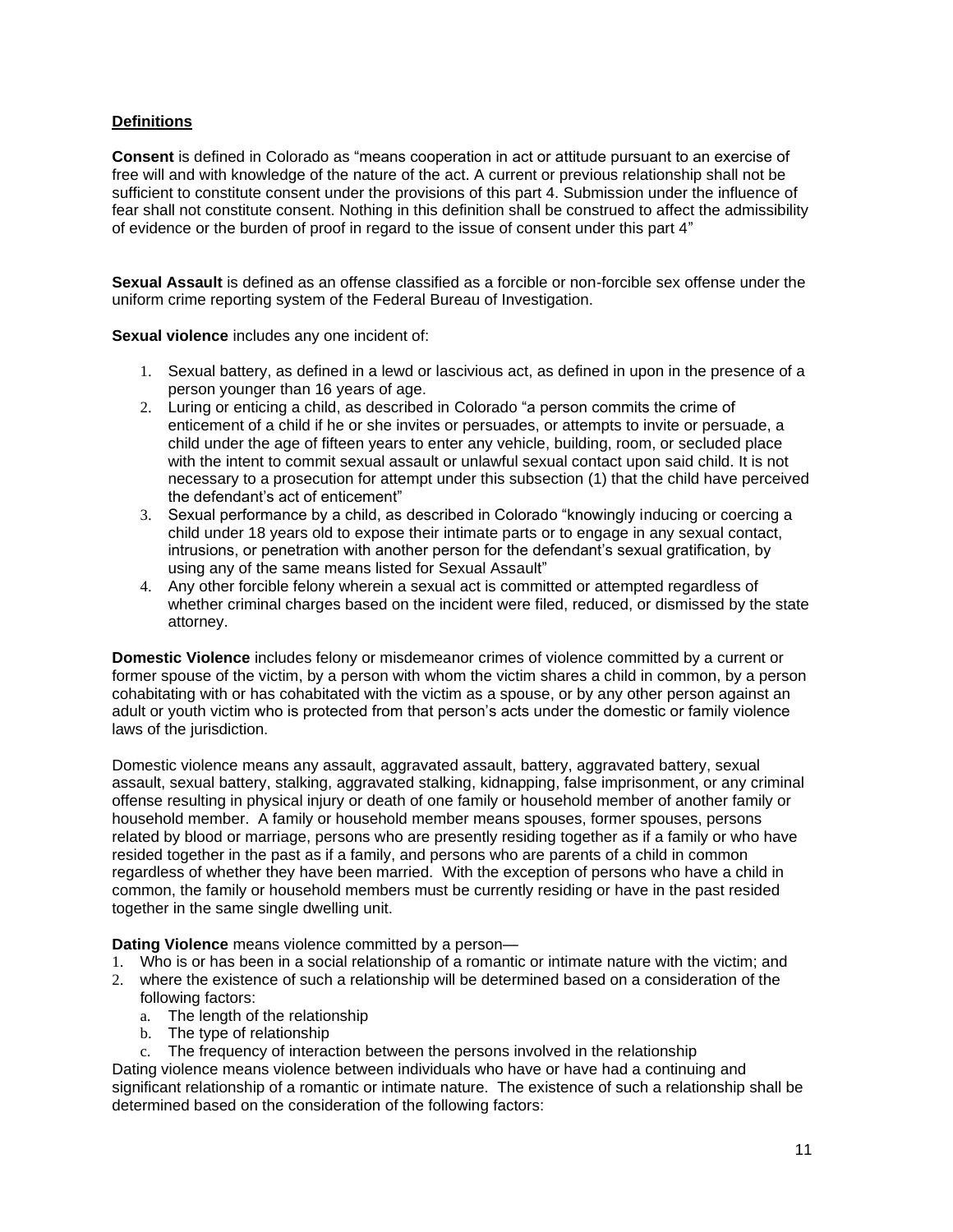**Definitions**

**Consent** is defined in Colorado as "means cooperation in act or attitude pursuant to an exercise of free will and with knowledge of the nature of the act. A current or previous relationship shall not be sufficient to constitute consent under the provisions of this part 4. Submission under the influence of fear shall not constitute consent. Nothing in this definition shall be construed to affect the admissibility of evidence or the burden of proof in regard to the issue of consent under this part 4"

**Sexual Assault** is defined as an offense classified as a forcible or non-forcible sex offense under the uniform crime reporting system of the Federal Bureau of Investigation.

**Sexual violence** includes any one incident of:

1. Sexual battery, as defined in a lewd or lascivious act, as defined in upon in the presence of a person younger than 16 years of age.
2. Luring or enticing a child, as described in Colorado "a person commits the crime of enticement of a child if he or she invites or persuades, or attempts to invite or persuade, a child under the age of fifteen years to enter any vehicle, building, room, or secluded place with the intent to commit sexual assault or unlawful sexual contact upon said child. It is not necessary to a prosecution for attempt under this subsection (1) that the child have perceived the defendant's act of enticement"
3. Sexual performance by a child, as described in Colorado "knowingly inducing or coercing a child under 18 years old to expose their intimate parts or to engage in any sexual contact, intrusions, or penetration with another person for the defendant's sexual gratification, by using any of the same means listed for Sexual Assault"
4. Any other forcible felony wherein a sexual act is committed or attempted regardless of whether criminal charges based on the incident were filed, reduced, or dismissed by the state attorney.

**Domestic Violence** includes felony or misdemeanor crimes of violence committed by a current or former spouse of the victim, by a person with whom the victim shares a child in common, by a person cohabitating with or has cohabitated with the victim as a spouse, or by any other person against an adult or youth victim who is protected from that person's acts under the domestic or family violence laws of the jurisdiction.

Domestic violence means any assault, aggravated assault, battery, aggravated battery, sexual assault, sexual battery, stalking, aggravated stalking, kidnapping, false imprisonment, or any criminal offense resulting in physical injury or death of one family or household member of another family or household member. A family or household member means spouses, former spouses, persons related by blood or marriage, persons who are presently residing together as if a family or who have resided together in the past as if a family, and persons who are parents of a child in common regardless of whether they have been married. With the exception of persons who have a child in common, the family or household members must be currently residing or have in the past resided together in the same single dwelling unit.

**Dating Violence** means violence committed by a person—

1. Who is or has been in a social relationship of a romantic or intimate nature with the victim; and
2. where the existence of such a relationship will be determined based on a consideration of the following factors:
   a. The length of the relationship
   b. The type of relationship
   c. The frequency of interaction between the persons involved in the relationship

Dating violence means violence between individuals who have or have had a continuing and significant relationship of a romantic or intimate nature. The existence of such a relationship shall be determined based on the consideration of the following factors: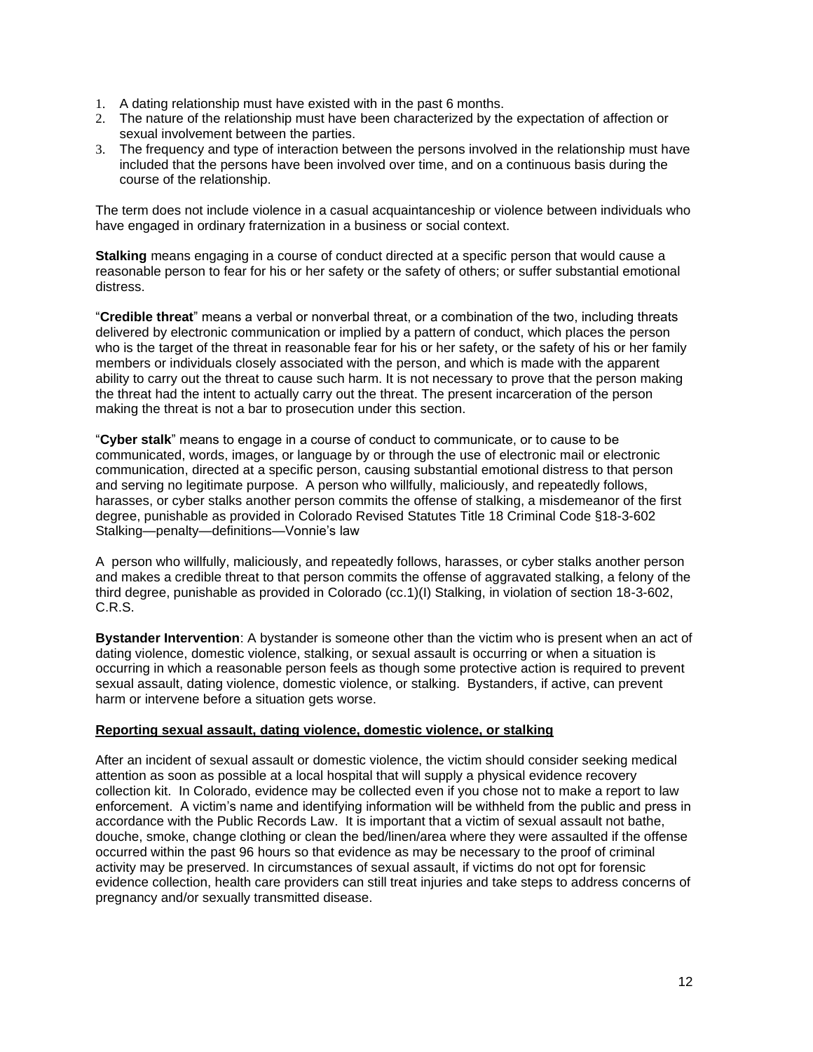1. A dating relationship must have existed with in the past 6 months.
2. The nature of the relationship must have been characterized by the expectation of affection or sexual involvement between the parties.
3. The frequency and type of interaction between the persons involved in the relationship must have included that the persons have been involved over time, and on a continuous basis during the course of the relationship.

The term does not include violence in a casual acquaintanceship or violence between individuals who have engaged in ordinary fraternization in a business or social context.

**Stalking** means engaging in a course of conduct directed at a specific person that would cause a reasonable person to fear for his or her safety or the safety of others; or suffer substantial emotional distress.

"**Credible threat**" means a verbal or nonverbal threat, or a combination of the two, including threats delivered by electronic communication or implied by a pattern of conduct, which places the person who is the target of the threat in reasonable fear for his or her safety, or the safety of his or her family members or individuals closely associated with the person, and which is made with the apparent ability to carry out the threat to cause such harm. It is not necessary to prove that the person making the threat had the intent to actually carry out the threat. The present incarceration of the person making the threat is not a bar to prosecution under this section.

"**Cyber stalk**" means to engage in a course of conduct to communicate, or to cause to be communicated, words, images, or language by or through the use of electronic mail or electronic communication, directed at a specific person, causing substantial emotional distress to that person and serving no legitimate purpose. A person who willfully, maliciously, and repeatedly follows, harasses, or cyber stalks another person commits the offense of stalking, a misdemeanor of the first degree, punishable as provided in Colorado Revised Statutes Title 18 Criminal Code §18-3-602 Stalking—penalty—definitions—Vonnie's law

A person who willfully, maliciously, and repeatedly follows, harasses, or cyber stalks another person and makes a credible threat to that person commits the offense of aggravated stalking, a felony of the third degree, punishable as provided in Colorado (cc.1)(I) Stalking, in violation of section 18-3-602, C.R.S.

**Bystander Intervention**: A bystander is someone other than the victim who is present when an act of dating violence, domestic violence, stalking, or sexual assault is occurring or when a situation is occurring in which a reasonable person feels as though some protective action is required to prevent sexual assault, dating violence, domestic violence, or stalking. Bystanders, if active, can prevent harm or intervene before a situation gets worse.

**<u>Reporting sexual assault, dating violence, domestic violence, or stalking</u>**

After an incident of sexual assault or domestic violence, the victim should consider seeking medical attention as soon as possible at a local hospital that will supply a physical evidence recovery collection kit. In Colorado, evidence may be collected even if you chose not to make a report to law enforcement. A victim's name and identifying information will be withheld from the public and press in accordance with the Public Records Law. It is important that a victim of sexual assault not bathe, douche, smoke, change clothing or clean the bed/linen/area where they were assaulted if the offense occurred within the past 96 hours so that evidence as may be necessary to the proof of criminal activity may be preserved. In circumstances of sexual assault, if victims do not opt for forensic evidence collection, health care providers can still treat injuries and take steps to address concerns of pregnancy and/or sexually transmitted disease.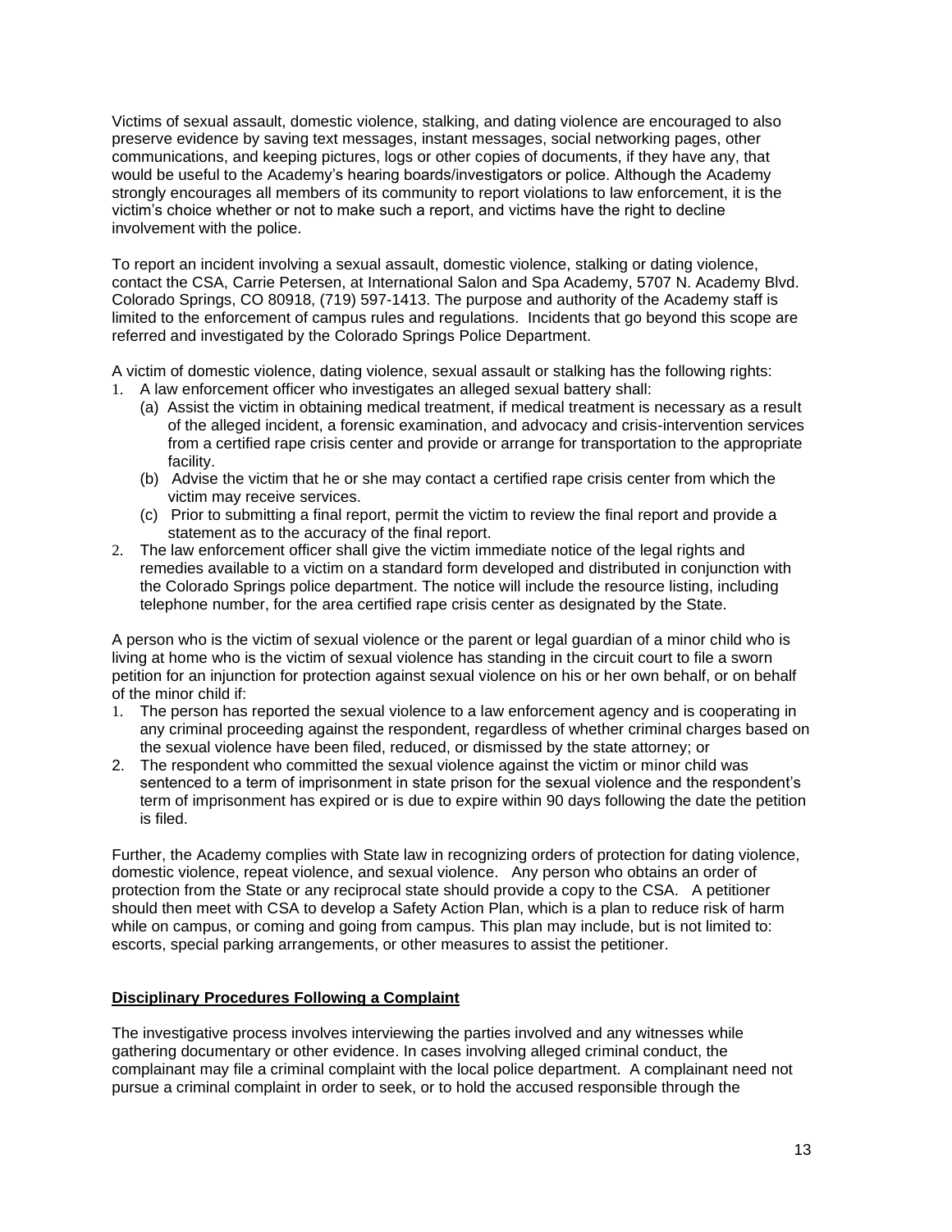Victims of sexual assault, domestic violence, stalking, and dating violence are encouraged to also preserve evidence by saving text messages, instant messages, social networking pages, other communications, and keeping pictures, logs or other copies of documents, if they have any, that would be useful to the Academy's hearing boards/investigators or police. Although the Academy strongly encourages all members of its community to report violations to law enforcement, it is the victim's choice whether or not to make such a report, and victims have the right to decline involvement with the police.

To report an incident involving a sexual assault, domestic violence, stalking or dating violence, contact the CSA, Carrie Petersen, at International Salon and Spa Academy, 5707 N. Academy Blvd. Colorado Springs, CO 80918, (719) 597-1413. The purpose and authority of the Academy staff is limited to the enforcement of campus rules and regulations. Incidents that go beyond this scope are referred and investigated by the Colorado Springs Police Department.

A victim of domestic violence, dating violence, sexual assault or stalking has the following rights:

1. A law enforcement officer who investigates an alleged sexual battery shall:
   (a) Assist the victim in obtaining medical treatment, if medical treatment is necessary as a result of the alleged incident, a forensic examination, and advocacy and crisis-intervention services from a certified rape crisis center and provide or arrange for transportation to the appropriate facility.
   (b) Advise the victim that he or she may contact a certified rape crisis center from which the victim may receive services.
   (c) Prior to submitting a final report, permit the victim to review the final report and provide a statement as to the accuracy of the final report.
2. The law enforcement officer shall give the victim immediate notice of the legal rights and remedies available to a victim on a standard form developed and distributed in conjunction with the Colorado Springs police department. The notice will include the resource listing, including telephone number, for the area certified rape crisis center as designated by the State.

A person who is the victim of sexual violence or the parent or legal guardian of a minor child who is living at home who is the victim of sexual violence has standing in the circuit court to file a sworn petition for an injunction for protection against sexual violence on his or her own behalf, or on behalf of the minor child if:

1. The person has reported the sexual violence to a law enforcement agency and is cooperating in any criminal proceeding against the respondent, regardless of whether criminal charges based on the sexual violence have been filed, reduced, or dismissed by the state attorney; or
2. The respondent who committed the sexual violence against the victim or minor child was sentenced to a term of imprisonment in state prison for the sexual violence and the respondent's term of imprisonment has expired or is due to expire within 90 days following the date the petition is filed.

Further, the Academy complies with State law in recognizing orders of protection for dating violence, domestic violence, repeat violence, and sexual violence. Any person who obtains an order of protection from the State or any reciprocal state should provide a copy to the CSA. A petitioner should then meet with CSA to develop a Safety Action Plan, which is a plan to reduce risk of harm while on campus, or coming and going from campus. This plan may include, but is not limited to: escorts, special parking arrangements, or other measures to assist the petitioner.

**Disciplinary Procedures Following a Complaint**

The investigative process involves interviewing the parties involved and any witnesses while gathering documentary or other evidence. In cases involving alleged criminal conduct, the complainant may file a criminal complaint with the local police department. A complainant need not pursue a criminal complaint in order to seek, or to hold the accused responsible through the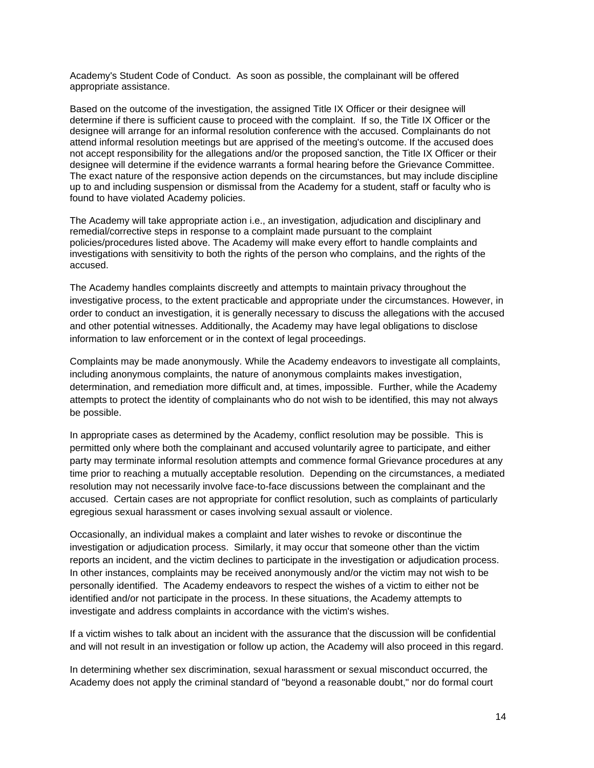Academy's Student Code of Conduct. As soon as possible, the complainant will be offered appropriate assistance.

Based on the outcome of the investigation, the assigned Title IX Officer or their designee will determine if there is sufficient cause to proceed with the complaint. If so, the Title IX Officer or the designee will arrange for an informal resolution conference with the accused. Complainants do not attend informal resolution meetings but are apprised of the meeting's outcome. If the accused does not accept responsibility for the allegations and/or the proposed sanction, the Title IX Officer or their designee will determine if the evidence warrants a formal hearing before the Grievance Committee. The exact nature of the responsive action depends on the circumstances, but may include discipline up to and including suspension or dismissal from the Academy for a student, staff or faculty who is found to have violated Academy policies.

The Academy will take appropriate action i.e., an investigation, adjudication and disciplinary and remedial/corrective steps in response to a complaint made pursuant to the complaint policies/procedures listed above. The Academy will make every effort to handle complaints and investigations with sensitivity to both the rights of the person who complains, and the rights of the accused.

The Academy handles complaints discreetly and attempts to maintain privacy throughout the investigative process, to the extent practicable and appropriate under the circumstances. However, in order to conduct an investigation, it is generally necessary to discuss the allegations with the accused and other potential witnesses. Additionally, the Academy may have legal obligations to disclose information to law enforcement or in the context of legal proceedings.

Complaints may be made anonymously. While the Academy endeavors to investigate all complaints, including anonymous complaints, the nature of anonymous complaints makes investigation, determination, and remediation more difficult and, at times, impossible. Further, while the Academy attempts to protect the identity of complainants who do not wish to be identified, this may not always be possible.

In appropriate cases as determined by the Academy, conflict resolution may be possible. This is permitted only where both the complainant and accused voluntarily agree to participate, and either party may terminate informal resolution attempts and commence formal Grievance procedures at any time prior to reaching a mutually acceptable resolution. Depending on the circumstances, a mediated resolution may not necessarily involve face-to-face discussions between the complainant and the accused. Certain cases are not appropriate for conflict resolution, such as complaints of particularly egregious sexual harassment or cases involving sexual assault or violence.

Occasionally, an individual makes a complaint and later wishes to revoke or discontinue the investigation or adjudication process. Similarly, it may occur that someone other than the victim reports an incident, and the victim declines to participate in the investigation or adjudication process. In other instances, complaints may be received anonymously and/or the victim may not wish to be personally identified. The Academy endeavors to respect the wishes of a victim to either not be identified and/or not participate in the process. In these situations, the Academy attempts to investigate and address complaints in accordance with the victim's wishes.

If a victim wishes to talk about an incident with the assurance that the discussion will be confidential and will not result in an investigation or follow up action, the Academy will also proceed in this regard.

In determining whether sex discrimination, sexual harassment or sexual misconduct occurred, the Academy does not apply the criminal standard of "beyond a reasonable doubt," nor do formal court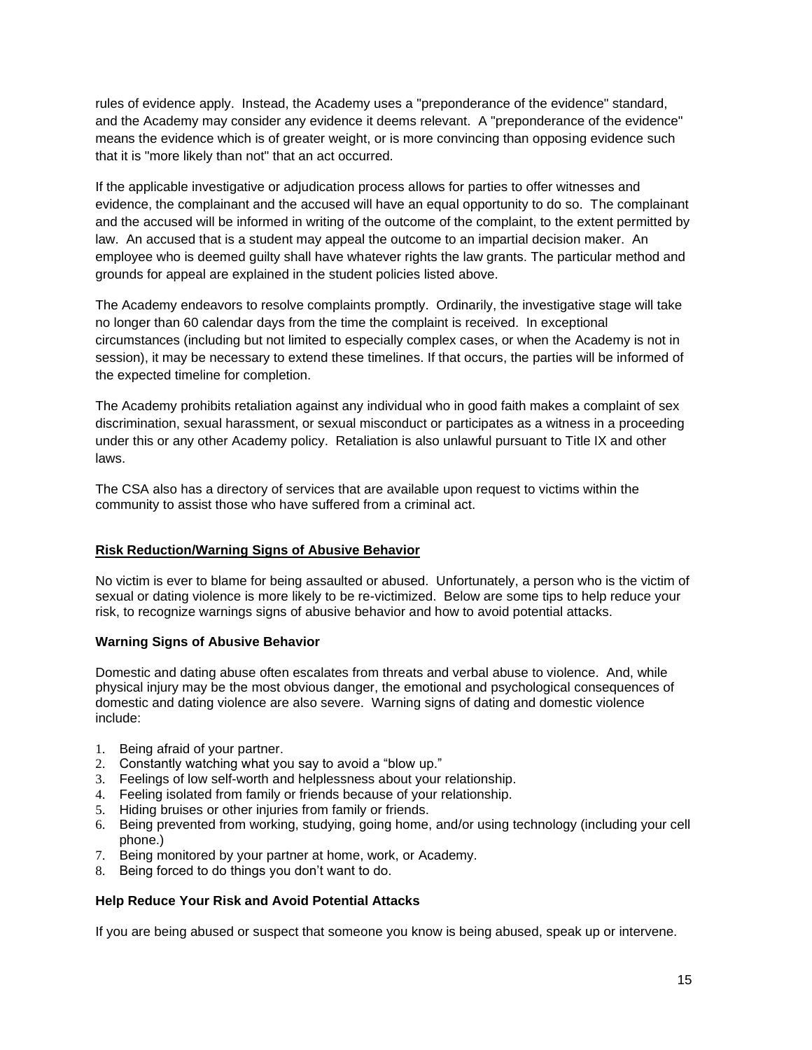rules of evidence apply. Instead, the Academy uses a "preponderance of the evidence" standard, and the Academy may consider any evidence it deems relevant. A "preponderance of the evidence" means the evidence which is of greater weight, or is more convincing than opposing evidence such that it is "more likely than not" that an act occurred.

If the applicable investigative or adjudication process allows for parties to offer witnesses and evidence, the complainant and the accused will have an equal opportunity to do so. The complainant and the accused will be informed in writing of the outcome of the complaint, to the extent permitted by law. An accused that is a student may appeal the outcome to an impartial decision maker. An employee who is deemed guilty shall have whatever rights the law grants. The particular method and grounds for appeal are explained in the student policies listed above.

The Academy endeavors to resolve complaints promptly. Ordinarily, the investigative stage will take no longer than 60 calendar days from the time the complaint is received. In exceptional circumstances (including but not limited to especially complex cases, or when the Academy is not in session), it may be necessary to extend these timelines. If that occurs, the parties will be informed of the expected timeline for completion.

The Academy prohibits retaliation against any individual who in good faith makes a complaint of sex discrimination, sexual harassment, or sexual misconduct or participates as a witness in a proceeding under this or any other Academy policy. Retaliation is also unlawful pursuant to Title IX and other laws.

The CSA also has a directory of services that are available upon request to victims within the community to assist those who have suffered from a criminal act.

## Risk Reduction/Warning Signs of Abusive Behavior

No victim is ever to blame for being assaulted or abused. Unfortunately, a person who is the victim of sexual or dating violence is more likely to be re-victimized. Below are some tips to help reduce your risk, to recognize warnings signs of abusive behavior and how to avoid potential attacks.

### Warning Signs of Abusive Behavior

Domestic and dating abuse often escalates from threats and verbal abuse to violence. And, while physical injury may be the most obvious danger, the emotional and psychological consequences of domestic and dating violence are also severe. Warning signs of dating and domestic violence include:

1. Being afraid of your partner.
2. Constantly watching what you say to avoid a "blow up."
3. Feelings of low self-worth and helplessness about your relationship.
4. Feeling isolated from family or friends because of your relationship.
5. Hiding bruises or other injuries from family or friends.
6. Being prevented from working, studying, going home, and/or using technology (including your cell phone.)
7. Being monitored by your partner at home, work, or Academy.
8. Being forced to do things you don't want to do.

### Help Reduce Your Risk and Avoid Potential Attacks

If you are being abused or suspect that someone you know is being abused, speak up or intervene.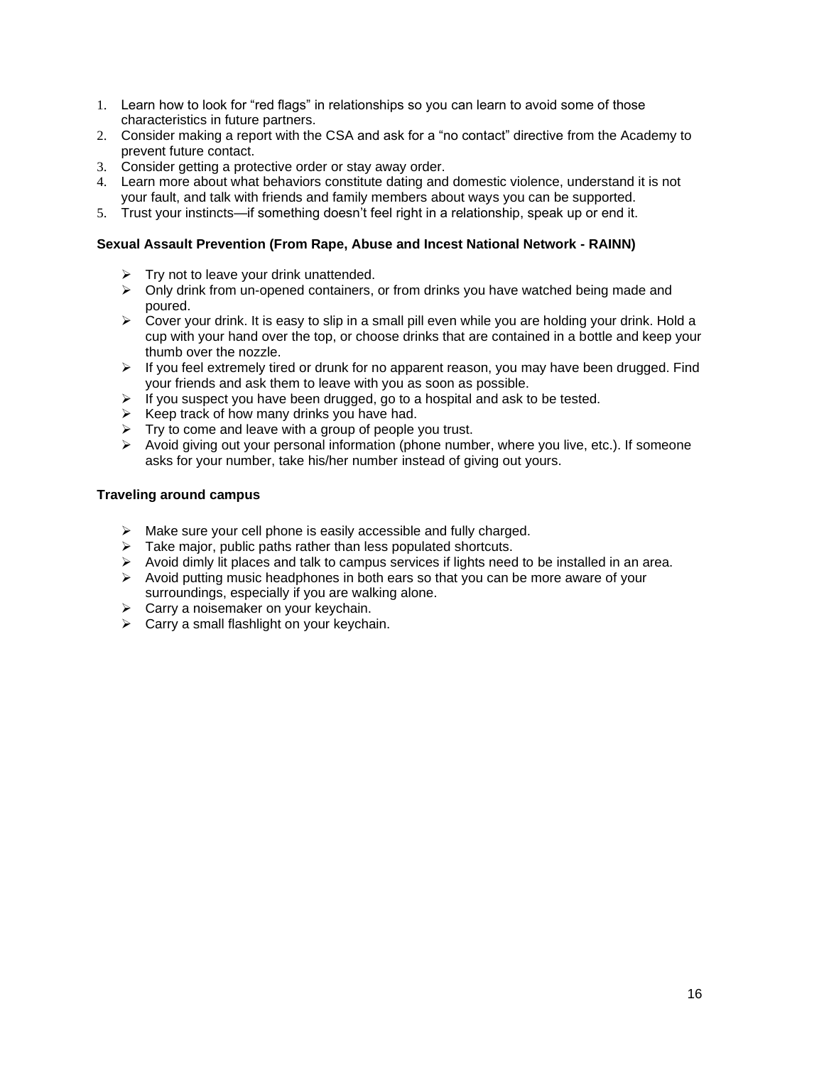1. Learn how to look for "red flags" in relationships so you can learn to avoid some of those characteristics in future partners.
2. Consider making a report with the CSA and ask for a "no contact" directive from the Academy to prevent future contact.
3. Consider getting a protective order or stay away order.
4. Learn more about what behaviors constitute dating and domestic violence, understand it is not your fault, and talk with friends and family members about ways you can be supported.
5. Trust your instincts—if something doesn't feel right in a relationship, speak up or end it.

**Sexual Assault Prevention (From Rape, Abuse and Incest National Network - RAINN)**

- Try not to leave your drink unattended.
- Only drink from un-opened containers, or from drinks you have watched being made and poured.
- Cover your drink. It is easy to slip in a small pill even while you are holding your drink. Hold a cup with your hand over the top, or choose drinks that are contained in a bottle and keep your thumb over the nozzle.
- If you feel extremely tired or drunk for no apparent reason, you may have been drugged. Find your friends and ask them to leave with you as soon as possible.
- If you suspect you have been drugged, go to a hospital and ask to be tested.
- Keep track of how many drinks you have had.
- Try to come and leave with a group of people you trust.
- Avoid giving out your personal information (phone number, where you live, etc.). If someone asks for your number, take his/her number instead of giving out yours.

**Traveling around campus**

- Make sure your cell phone is easily accessible and fully charged.
- Take major, public paths rather than less populated shortcuts.
- Avoid dimly lit places and talk to campus services if lights need to be installed in an area.
- Avoid putting music headphones in both ears so that you can be more aware of your surroundings, especially if you are walking alone.
- Carry a noisemaker on your keychain.
- Carry a small flashlight on your keychain.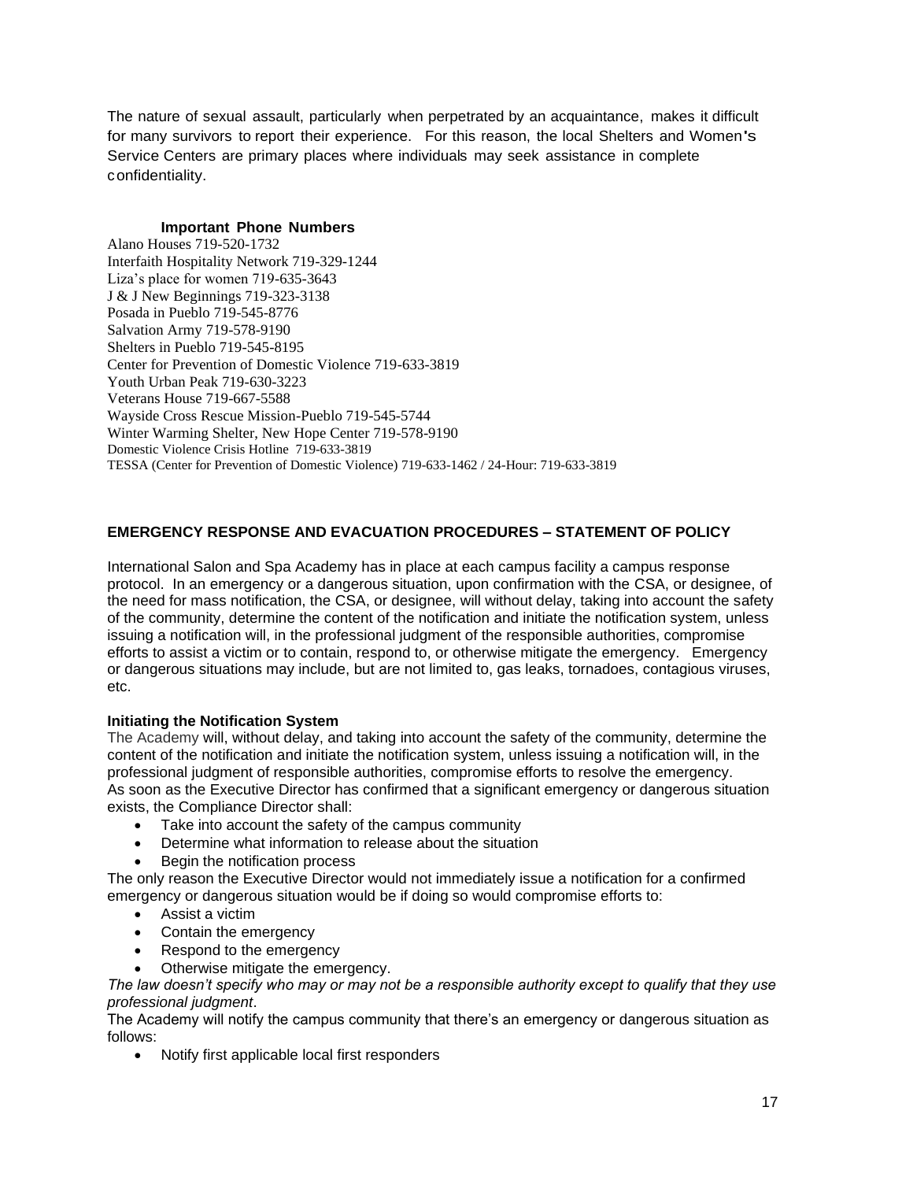The nature of sexual assault, particularly when perpetrated by an acquaintance, makes it difficult for many survivors to report their experience. For this reason, the local Shelters and Women's Service Centers are primary places where individuals may seek assistance in complete confidentiality.

**Important Phone Numbers**

Alano Houses 719-520-1732
Interfaith Hospitality Network 719-329-1244
Liza's place for women 719-635-3643
J & J New Beginnings 719-323-3138
Posada in Pueblo 719-545-8776
Salvation Army 719-578-9190
Shelters in Pueblo 719-545-8195
Center for Prevention of Domestic Violence 719-633-3819
Youth Urban Peak 719-630-3223
Veterans House 719-667-5588
Wayside Cross Rescue Mission-Pueblo 719-545-5744
Winter Warming Shelter, New Hope Center 719-578-9190
Domestic Violence Crisis Hotline 719-633-3819
TESSA (Center for Prevention of Domestic Violence) 719-633-1462 / 24-Hour: 719-633-3819

## EMERGENCY RESPONSE AND EVACUATION PROCEDURES – STATEMENT OF POLICY

International Salon and Spa Academy has in place at each campus facility a campus response protocol. In an emergency or a dangerous situation, upon confirmation with the CSA, or designee, of the need for mass notification, the CSA, or designee, will without delay, taking into account the safety of the community, determine the content of the notification and initiate the notification system, unless issuing a notification will, in the professional judgment of the responsible authorities, compromise efforts to assist a victim or to contain, respond to, or otherwise mitigate the emergency. Emergency or dangerous situations may include, but are not limited to, gas leaks, tornadoes, contagious viruses, etc.

**Initiating the Notification System**

The Academy will, without delay, and taking into account the safety of the community, determine the content of the notification and initiate the notification system, unless issuing a notification will, in the professional judgment of responsible authorities, compromise efforts to resolve the emergency.
As soon as the Executive Director has confirmed that a significant emergency or dangerous situation exists, the Compliance Director shall:

- Take into account the safety of the campus community
- Determine what information to release about the situation
- Begin the notification process

The only reason the Executive Director would not immediately issue a notification for a confirmed emergency or dangerous situation would be if doing so would compromise efforts to:

- Assist a victim
- Contain the emergency
- Respond to the emergency
- Otherwise mitigate the emergency.

*The law doesn't specify who may or may not be a responsible authority except to qualify that they use professional judgment*.

The Academy will notify the campus community that there's an emergency or dangerous situation as follows:

- Notify first applicable local first responders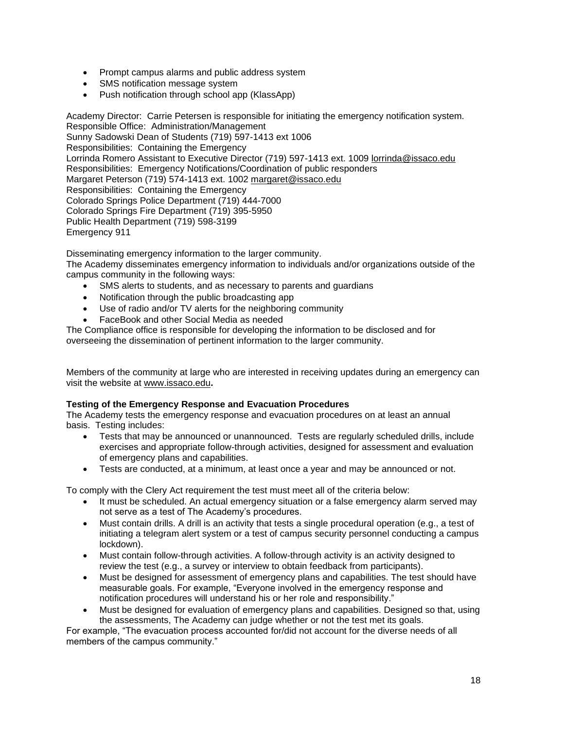- Prompt campus alarms and public address system
- SMS notification message system
- Push notification through school app (KlassApp)

Academy Director: Carrie Petersen is responsible for initiating the emergency notification system.
Responsible Office: Administration/Management
Sunny Sadowski Dean of Students (719) 597-1413 ext 1006
Responsibilities: Containing the Emergency
Lorrinda Romero Assistant to Executive Director (719) 597-1413 ext. 1009 lorrinda@issaco.edu
Responsibilities: Emergency Notifications/Coordination of public responders
Margaret Peterson (719) 574-1413 ext. 1002 margaret@issaco.edu
Responsibilities: Containing the Emergency
Colorado Springs Police Department (719) 444-7000
Colorado Springs Fire Department (719) 395-5950
Public Health Department (719) 598-3199
Emergency 911

Disseminating emergency information to the larger community.
The Academy disseminates emergency information to individuals and/or organizations outside of the campus community in the following ways:

- SMS alerts to students, and as necessary to parents and guardians
- Notification through the public broadcasting app
- Use of radio and/or TV alerts for the neighboring community
- FaceBook and other Social Media as needed

The Compliance office is responsible for developing the information to be disclosed and for overseeing the dissemination of pertinent information to the larger community.

Members of the community at large who are interested in receiving updates during an emergency can visit the website at www.issaco.edu**.**

**Testing of the Emergency Response and Evacuation Procedures**
The Academy tests the emergency response and evacuation procedures on at least an annual basis. Testing includes:

- Tests that may be announced or unannounced. Tests are regularly scheduled drills, include exercises and appropriate follow-through activities, designed for assessment and evaluation of emergency plans and capabilities.
- Tests are conducted, at a minimum, at least once a year and may be announced or not.

To comply with the Clery Act requirement the test must meet all of the criteria below:

- It must be scheduled. An actual emergency situation or a false emergency alarm served may not serve as a test of The Academy's procedures.
- Must contain drills. A drill is an activity that tests a single procedural operation (e.g., a test of initiating a telegram alert system or a test of campus security personnel conducting a campus lockdown).
- Must contain follow-through activities. A follow-through activity is an activity designed to review the test (e.g., a survey or interview to obtain feedback from participants).
- Must be designed for assessment of emergency plans and capabilities. The test should have measurable goals. For example, "Everyone involved in the emergency response and notification procedures will understand his or her role and responsibility."
- Must be designed for evaluation of emergency plans and capabilities. Designed so that, using the assessments, The Academy can judge whether or not the test met its goals.

For example, "The evacuation process accounted for/did not account for the diverse needs of all members of the campus community."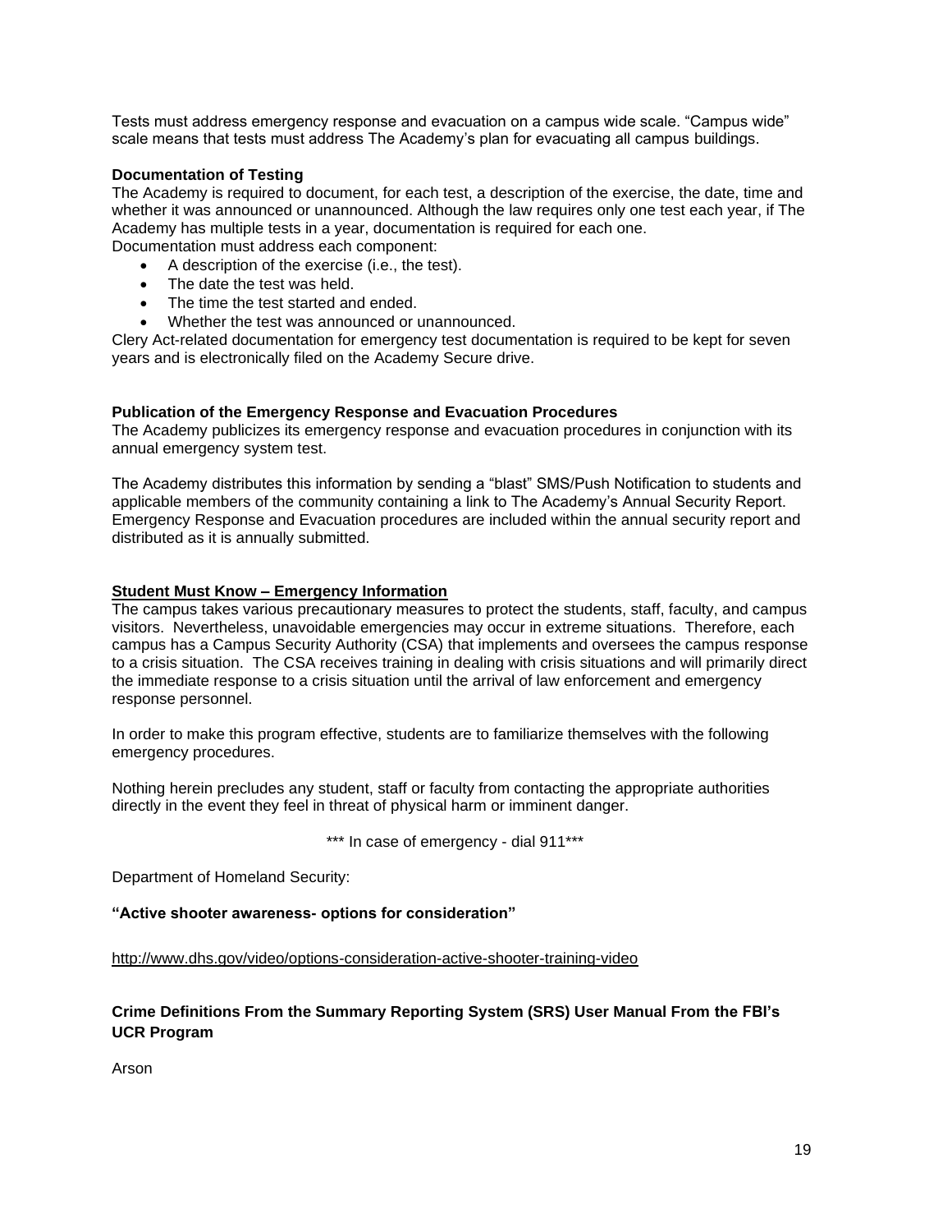Tests must address emergency response and evacuation on a campus wide scale. "Campus wide" scale means that tests must address The Academy's plan for evacuating all campus buildings.

**Documentation of Testing**

The Academy is required to document, for each test, a description of the exercise, the date, time and whether it was announced or unannounced. Although the law requires only one test each year, if The Academy has multiple tests in a year, documentation is required for each one.
Documentation must address each component:

- A description of the exercise (i.e., the test).
- The date the test was held.
- The time the test started and ended.
- Whether the test was announced or unannounced.

Clery Act-related documentation for emergency test documentation is required to be kept for seven years and is electronically filed on the Academy Secure drive.

**Publication of the Emergency Response and Evacuation Procedures**

The Academy publicizes its emergency response and evacuation procedures in conjunction with its annual emergency system test.

The Academy distributes this information by sending a "blast" SMS/Push Notification to students and applicable members of the community containing a link to The Academy's Annual Security Report. Emergency Response and Evacuation procedures are included within the annual security report and distributed as it is annually submitted.

**Student Must Know – Emergency Information**

The campus takes various precautionary measures to protect the students, staff, faculty, and campus visitors. Nevertheless, unavoidable emergencies may occur in extreme situations. Therefore, each campus has a Campus Security Authority (CSA) that implements and oversees the campus response to a crisis situation. The CSA receives training in dealing with crisis situations and will primarily direct the immediate response to a crisis situation until the arrival of law enforcement and emergency response personnel.

In order to make this program effective, students are to familiarize themselves with the following emergency procedures.

Nothing herein precludes any student, staff or faculty from contacting the appropriate authorities directly in the event they feel in threat of physical harm or imminent danger.

*** In case of emergency - dial 911***

Department of Homeland Security:

**"Active shooter awareness- options for consideration"**

http://www.dhs.gov/video/options-consideration-active-shooter-training-video

**Crime Definitions From the Summary Reporting System (SRS) User Manual From the FBI's UCR Program**

Arson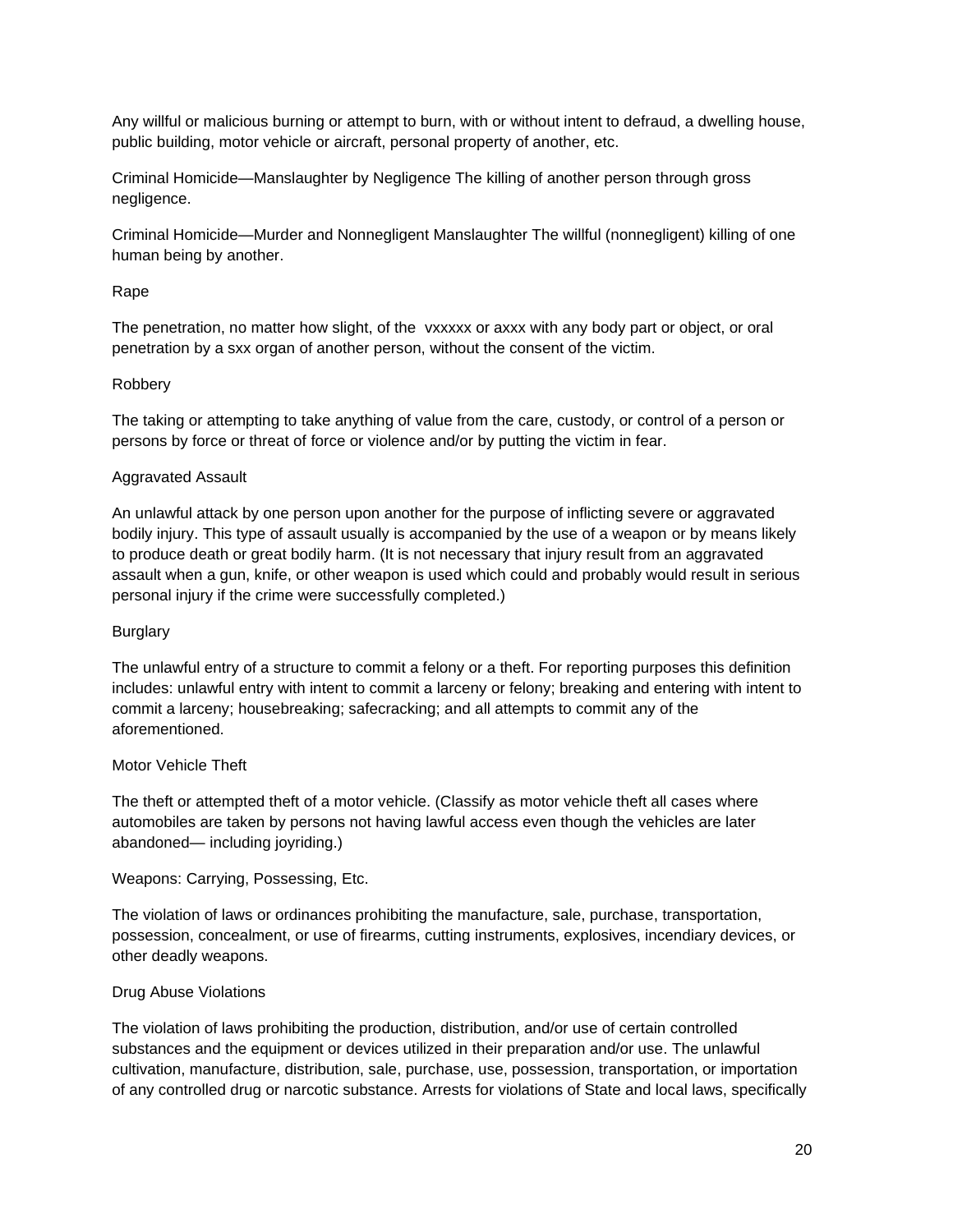Any willful or malicious burning or attempt to burn, with or without intent to defraud, a dwelling house, public building, motor vehicle or aircraft, personal property of another, etc.

Criminal Homicide—Manslaughter by Negligence The killing of another person through gross negligence.

Criminal Homicide—Murder and Nonnegligent Manslaughter The willful (nonnegligent) killing of one human being by another.

Rape

The penetration, no matter how slight, of the vxxxxx or axxx with any body part or object, or oral penetration by a sxx organ of another person, without the consent of the victim.

Robbery

The taking or attempting to take anything of value from the care, custody, or control of a person or persons by force or threat of force or violence and/or by putting the victim in fear.

Aggravated Assault

An unlawful attack by one person upon another for the purpose of inflicting severe or aggravated bodily injury. This type of assault usually is accompanied by the use of a weapon or by means likely to produce death or great bodily harm. (It is not necessary that injury result from an aggravated assault when a gun, knife, or other weapon is used which could and probably would result in serious personal injury if the crime were successfully completed.)

Burglary

The unlawful entry of a structure to commit a felony or a theft. For reporting purposes this definition includes: unlawful entry with intent to commit a larceny or felony; breaking and entering with intent to commit a larceny; housebreaking; safecracking; and all attempts to commit any of the aforementioned.

Motor Vehicle Theft

The theft or attempted theft of a motor vehicle. (Classify as motor vehicle theft all cases where automobiles are taken by persons not having lawful access even though the vehicles are later abandoned— including joyriding.)

Weapons: Carrying, Possessing, Etc.

The violation of laws or ordinances prohibiting the manufacture, sale, purchase, transportation, possession, concealment, or use of firearms, cutting instruments, explosives, incendiary devices, or other deadly weapons.

Drug Abuse Violations

The violation of laws prohibiting the production, distribution, and/or use of certain controlled substances and the equipment or devices utilized in their preparation and/or use. The unlawful cultivation, manufacture, distribution, sale, purchase, use, possession, transportation, or importation of any controlled drug or narcotic substance. Arrests for violations of State and local laws, specifically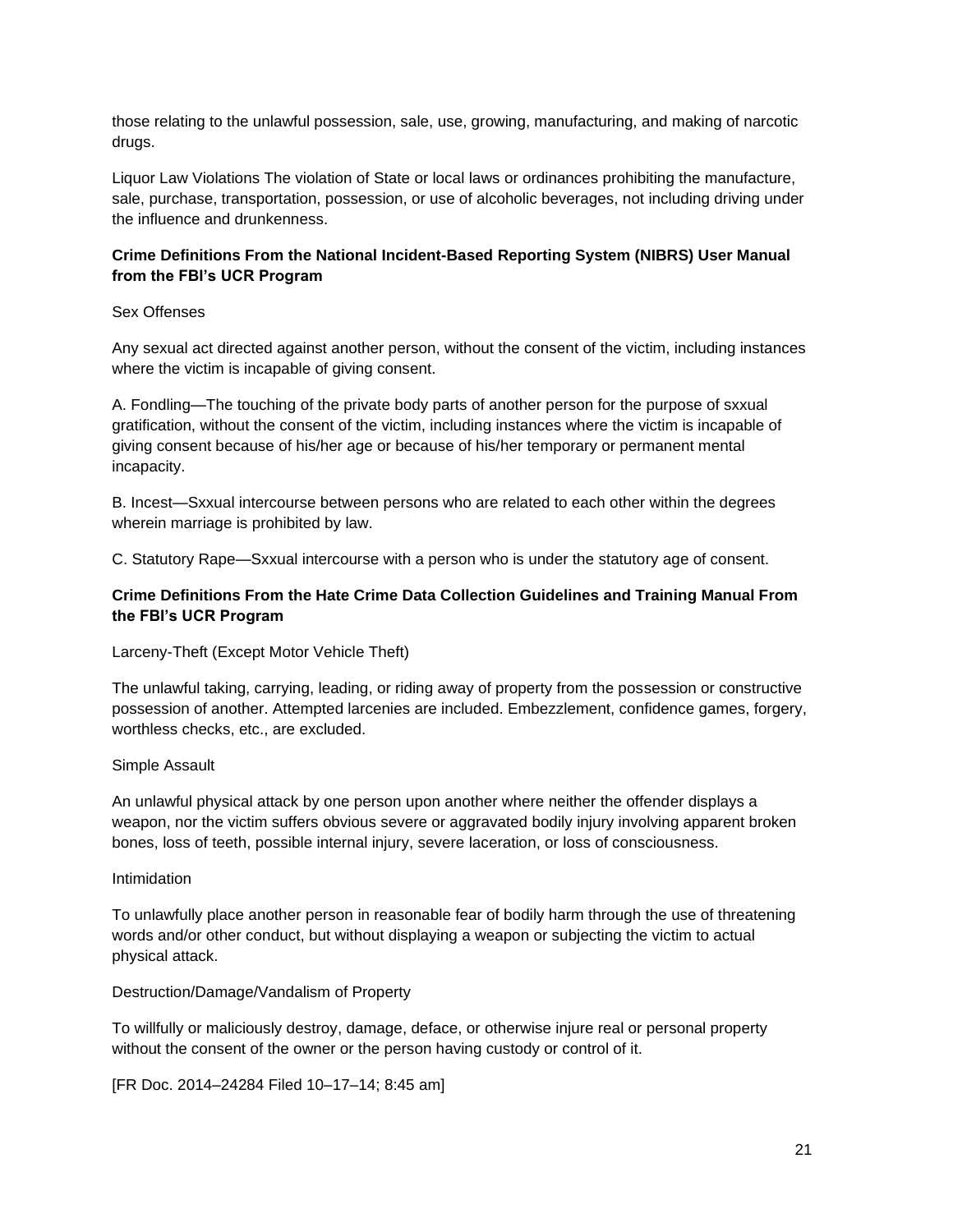those relating to the unlawful possession, sale, use, growing, manufacturing, and making of narcotic drugs.

Liquor Law Violations The violation of State or local laws or ordinances prohibiting the manufacture, sale, purchase, transportation, possession, or use of alcoholic beverages, not including driving under the influence and drunkenness.

**Crime Definitions From the National Incident-Based Reporting System (NIBRS) User Manual from the FBI's UCR Program**

Sex Offenses

Any sexual act directed against another person, without the consent of the victim, including instances where the victim is incapable of giving consent.

A. Fondling—The touching of the private body parts of another person for the purpose of sxxual gratification, without the consent of the victim, including instances where the victim is incapable of giving consent because of his/her age or because of his/her temporary or permanent mental incapacity.

B. Incest—Sxxual intercourse between persons who are related to each other within the degrees wherein marriage is prohibited by law.

C. Statutory Rape—Sxxual intercourse with a person who is under the statutory age of consent.

**Crime Definitions From the Hate Crime Data Collection Guidelines and Training Manual From the FBI's UCR Program**

Larceny-Theft (Except Motor Vehicle Theft)

The unlawful taking, carrying, leading, or riding away of property from the possession or constructive possession of another. Attempted larcenies are included. Embezzlement, confidence games, forgery, worthless checks, etc., are excluded.

Simple Assault

An unlawful physical attack by one person upon another where neither the offender displays a weapon, nor the victim suffers obvious severe or aggravated bodily injury involving apparent broken bones, loss of teeth, possible internal injury, severe laceration, or loss of consciousness.

Intimidation

To unlawfully place another person in reasonable fear of bodily harm through the use of threatening words and/or other conduct, but without displaying a weapon or subjecting the victim to actual physical attack.

Destruction/Damage/Vandalism of Property

To willfully or maliciously destroy, damage, deface, or otherwise injure real or personal property without the consent of the owner or the person having custody or control of it.

[FR Doc. 2014–24284 Filed 10–17–14; 8:45 am]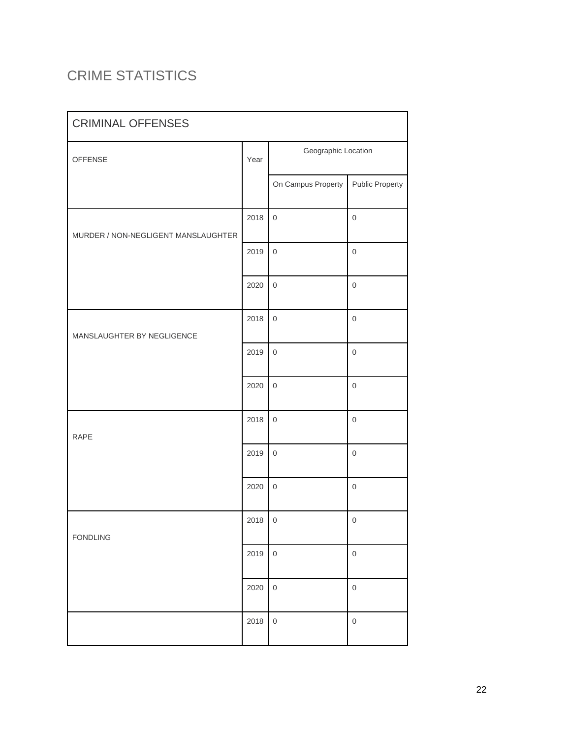# CRIME STATISTICS

| CRIMINAL OFFENSES | | | |
|---|---|---|---|
| OFFENSE | Year | Geographic Location | |
| | | On Campus Property | Public Property |
| MURDER / NON-NEGLIGENT MANSLAUGHTER | 2018 | 0 | 0 |
| | 2019 | 0 | 0 |
| | 2020 | 0 | 0 |
| MANSLAUGHTER BY NEGLIGENCE | 2018 | 0 | 0 |
| | 2019 | 0 | 0 |
| | 2020 | 0 | 0 |
| RAPE | 2018 | 0 | 0 |
| | 2019 | 0 | 0 |
| | 2020 | 0 | 0 |
| FONDLING | 2018 | 0 | 0 |
| | 2019 | 0 | 0 |
| | 2020 | 0 | 0 |
| | 2018 | 0 | 0 |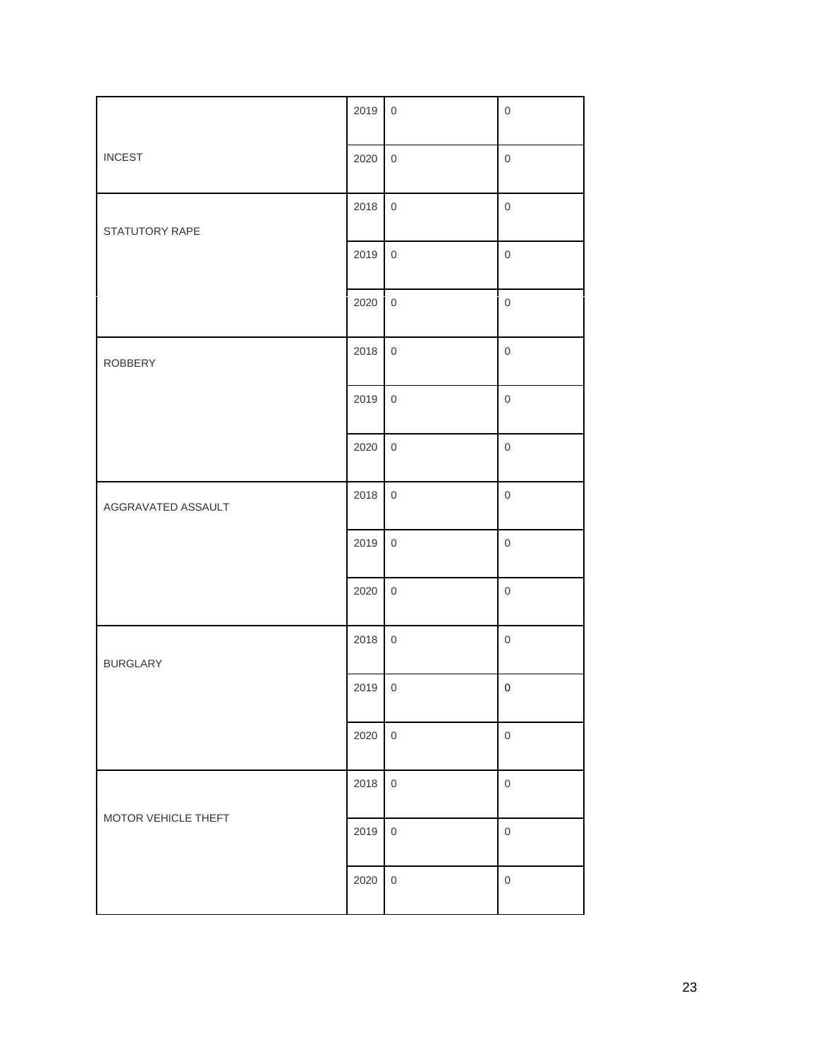| | | | |
|---|---|---|---|
| INCEST | 2019 | 0 | 0 |
| | 2020 | 0 | 0 |
| STATUTORY RAPE | 2018 | 0 | 0 |
| | 2019 | 0 | 0 |
| | 2020 | 0 | 0 |
| ROBBERY | 2018 | 0 | 0 |
| | 2019 | 0 | 0 |
| | 2020 | 0 | 0 |
| AGGRAVATED ASSAULT | 2018 | 0 | 0 |
| | 2019 | 0 | 0 |
| | 2020 | 0 | 0 |
| BURGLARY | 2018 | 0 | 0 |
| | 2019 | 0 | 0 |
| | 2020 | 0 | 0 |
| MOTOR VEHICLE THEFT | 2018 | 0 | 0 |
| | 2019 | 0 | 0 |
| | 2020 | 0 | 0 |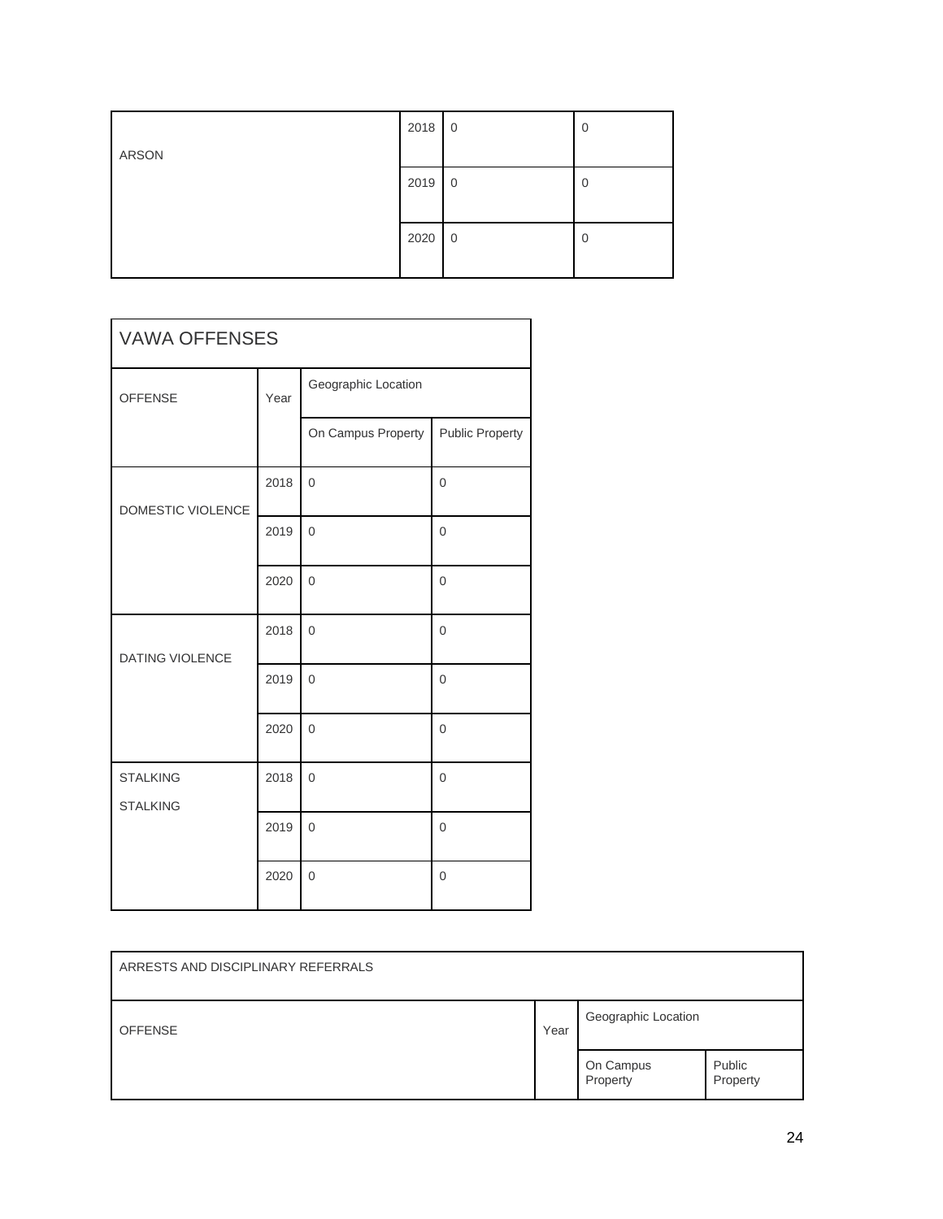| ARSON | 2018 | 0 | 0 |
|---|---|---|---|
| | 2019 | 0 | 0 |
| | 2020 | 0 | 0 |

| VAWA OFFENSES | | | |
|---|---|---|---|
| OFFENSE | Year | Geographic Location | |
| | | On Campus Property | Public Property |
| DOMESTIC VIOLENCE | 2018 | 0 | 0 |
| | 2019 | 0 | 0 |
| | 2020 | 0 | 0 |
| DATING VIOLENCE | 2018 | 0 | 0 |
| | 2019 | 0 | 0 |
| | 2020 | 0 | 0 |
| STALKING STALKING | 2018 | 0 | 0 |
| | 2019 | 0 | 0 |
| | 2020 | 0 | 0 |

| ARRESTS AND DISCIPLINARY REFERRALS | | | |
|---|---|---|---|
| OFFENSE | Year | Geographic Location | |
| | | On Campus Property | Public Property |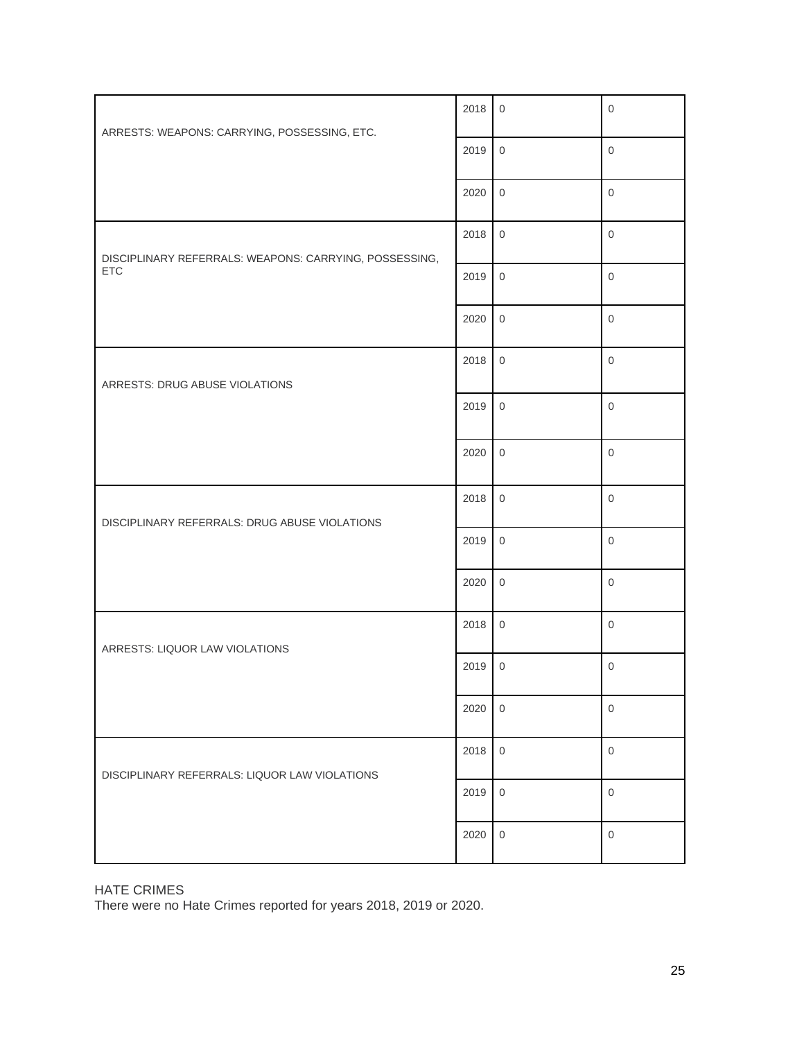| | | | |
|---|---|---|---|
| ARRESTS: WEAPONS: CARRYING, POSSESSING, ETC. | 2018 | 0 | 0 |
| | 2019 | 0 | 0 |
| | 2020 | 0 | 0 |
| DISCIPLINARY REFERRALS: WEAPONS: CARRYING, POSSESSING, ETC | 2018 | 0 | 0 |
| | 2019 | 0 | 0 |
| | 2020 | 0 | 0 |
| ARRESTS: DRUG ABUSE VIOLATIONS | 2018 | 0 | 0 |
| | 2019 | 0 | 0 |
| | 2020 | 0 | 0 |
| DISCIPLINARY REFERRALS: DRUG ABUSE VIOLATIONS | 2018 | 0 | 0 |
| | 2019 | 0 | 0 |
| | 2020 | 0 | 0 |
| ARRESTS: LIQUOR LAW VIOLATIONS | 2018 | 0 | 0 |
| | 2019 | 0 | 0 |
| | 2020 | 0 | 0 |
| DISCIPLINARY REFERRALS: LIQUOR LAW VIOLATIONS | 2018 | 0 | 0 |
| | 2019 | 0 | 0 |
| | 2020 | 0 | 0 |

HATE CRIMES

There were no Hate Crimes reported for years 2018, 2019 or 2020.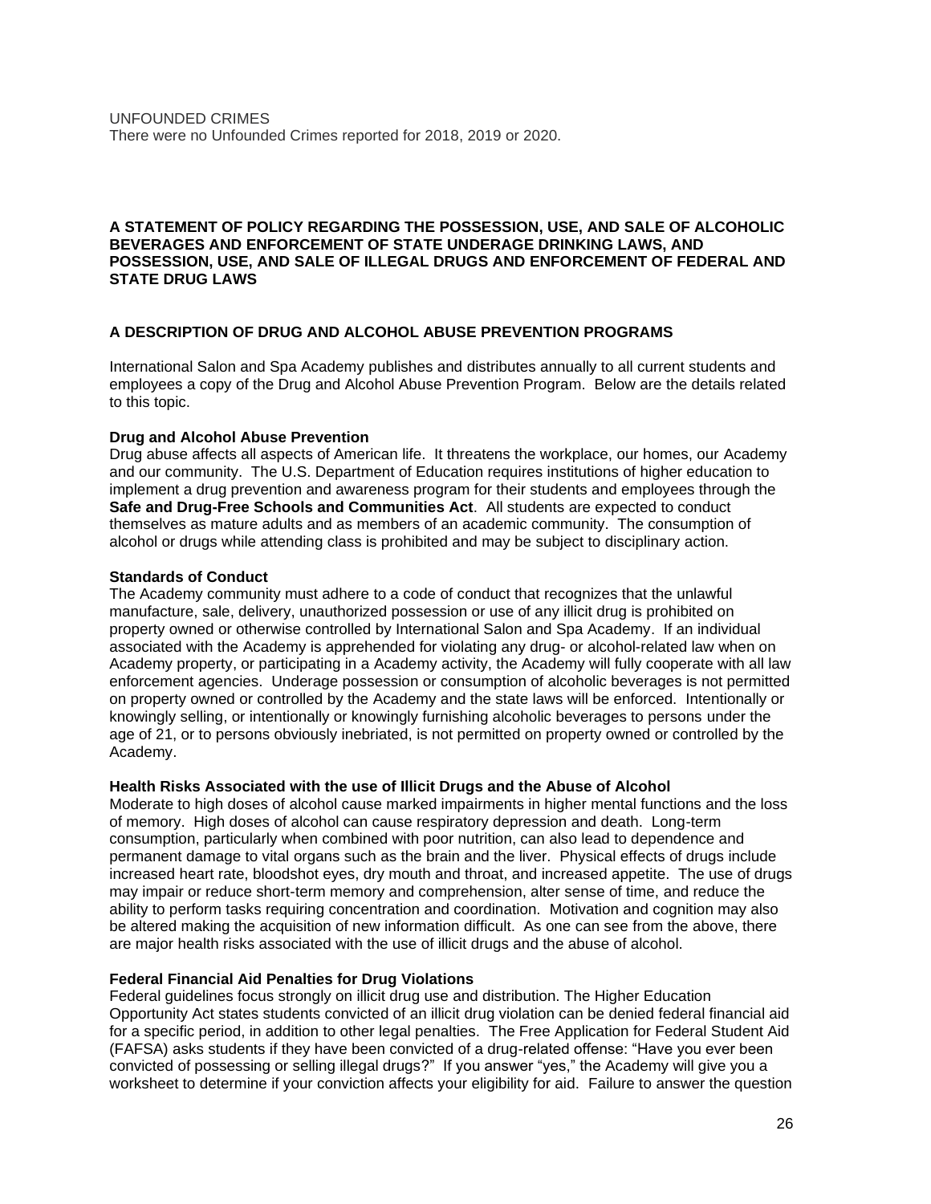UNFOUNDED CRIMES
There were no Unfounded Crimes reported for 2018, 2019 or 2020.

## A STATEMENT OF POLICY REGARDING THE POSSESSION, USE, AND SALE OF ALCOHOLIC BEVERAGES AND ENFORCEMENT OF STATE UNDERAGE DRINKING LAWS, AND POSSESSION, USE, AND SALE OF ILLEGAL DRUGS AND ENFORCEMENT OF FEDERAL AND STATE DRUG LAWS

## A DESCRIPTION OF DRUG AND ALCOHOL ABUSE PREVENTION PROGRAMS

International Salon and Spa Academy publishes and distributes annually to all current students and employees a copy of the Drug and Alcohol Abuse Prevention Program. Below are the details related to this topic.

### Drug and Alcohol Abuse Prevention

Drug abuse affects all aspects of American life. It threatens the workplace, our homes, our Academy and our community. The U.S. Department of Education requires institutions of higher education to implement a drug prevention and awareness program for their students and employees through the **Safe and Drug-Free Schools and Communities Act**. All students are expected to conduct themselves as mature adults and as members of an academic community. The consumption of alcohol or drugs while attending class is prohibited and may be subject to disciplinary action.

### Standards of Conduct

The Academy community must adhere to a code of conduct that recognizes that the unlawful manufacture, sale, delivery, unauthorized possession or use of any illicit drug is prohibited on property owned or otherwise controlled by International Salon and Spa Academy. If an individual associated with the Academy is apprehended for violating any drug- or alcohol-related law when on Academy property, or participating in a Academy activity, the Academy will fully cooperate with all law enforcement agencies. Underage possession or consumption of alcoholic beverages is not permitted on property owned or controlled by the Academy and the state laws will be enforced. Intentionally or knowingly selling, or intentionally or knowingly furnishing alcoholic beverages to persons under the age of 21, or to persons obviously inebriated, is not permitted on property owned or controlled by the Academy.

### Health Risks Associated with the use of Illicit Drugs and the Abuse of Alcohol

Moderate to high doses of alcohol cause marked impairments in higher mental functions and the loss of memory. High doses of alcohol can cause respiratory depression and death. Long-term consumption, particularly when combined with poor nutrition, can also lead to dependence and permanent damage to vital organs such as the brain and the liver. Physical effects of drugs include increased heart rate, bloodshot eyes, dry mouth and throat, and increased appetite. The use of drugs may impair or reduce short-term memory and comprehension, alter sense of time, and reduce the ability to perform tasks requiring concentration and coordination. Motivation and cognition may also be altered making the acquisition of new information difficult. As one can see from the above, there are major health risks associated with the use of illicit drugs and the abuse of alcohol.

### Federal Financial Aid Penalties for Drug Violations

Federal guidelines focus strongly on illicit drug use and distribution. The Higher Education Opportunity Act states students convicted of an illicit drug violation can be denied federal financial aid for a specific period, in addition to other legal penalties. The Free Application for Federal Student Aid (FAFSA) asks students if they have been convicted of a drug-related offense: "Have you ever been convicted of possessing or selling illegal drugs?" If you answer "yes," the Academy will give you a worksheet to determine if your conviction affects your eligibility for aid. Failure to answer the question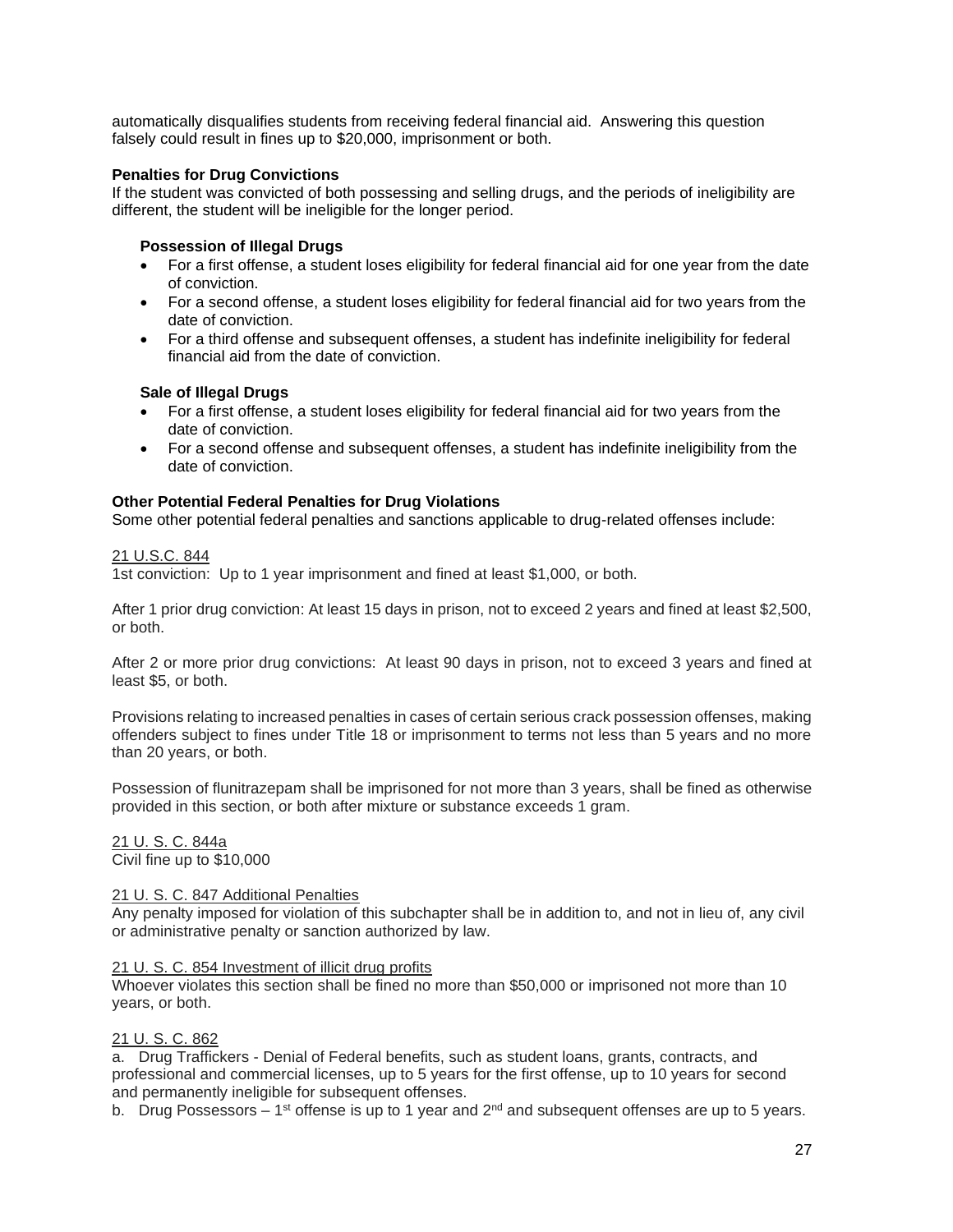automatically disqualifies students from receiving federal financial aid. Answering this question falsely could result in fines up to $20,000, imprisonment or both.

**Penalties for Drug Convictions**

If the student was convicted of both possessing and selling drugs, and the periods of ineligibility are different, the student will be ineligible for the longer period.

**Possession of Illegal Drugs**

- For a first offense, a student loses eligibility for federal financial aid for one year from the date of conviction.
- For a second offense, a student loses eligibility for federal financial aid for two years from the date of conviction.
- For a third offense and subsequent offenses, a student has indefinite ineligibility for federal financial aid from the date of conviction.

**Sale of Illegal Drugs**

- For a first offense, a student loses eligibility for federal financial aid for two years from the date of conviction.
- For a second offense and subsequent offenses, a student has indefinite ineligibility from the date of conviction.

**Other Potential Federal Penalties for Drug Violations**

Some other potential federal penalties and sanctions applicable to drug-related offenses include:

21 U.S.C. 844

1st conviction: Up to 1 year imprisonment and fined at least $1,000, or both.

After 1 prior drug conviction: At least 15 days in prison, not to exceed 2 years and fined at least $2,500, or both.

After 2 or more prior drug convictions: At least 90 days in prison, not to exceed 3 years and fined at least $5, or both.

Provisions relating to increased penalties in cases of certain serious crack possession offenses, making offenders subject to fines under Title 18 or imprisonment to terms not less than 5 years and no more than 20 years, or both.

Possession of flunitrazepam shall be imprisoned for not more than 3 years, shall be fined as otherwise provided in this section, or both after mixture or substance exceeds 1 gram.

21 U. S. C. 844a

Civil fine up to $10,000

21 U. S. C. 847 Additional Penalties

Any penalty imposed for violation of this subchapter shall be in addition to, and not in lieu of, any civil or administrative penalty or sanction authorized by law.

21 U. S. C. 854 Investment of illicit drug profits

Whoever violates this section shall be fined no more than $50,000 or imprisoned not more than 10 years, or both.

21 U. S. C. 862

a. Drug Traffickers - Denial of Federal benefits, such as student loans, grants, contracts, and professional and commercial licenses, up to 5 years for the first offense, up to 10 years for second and permanently ineligible for subsequent offenses.

b. Drug Possessors – 1st offense is up to 1 year and 2nd and subsequent offenses are up to 5 years.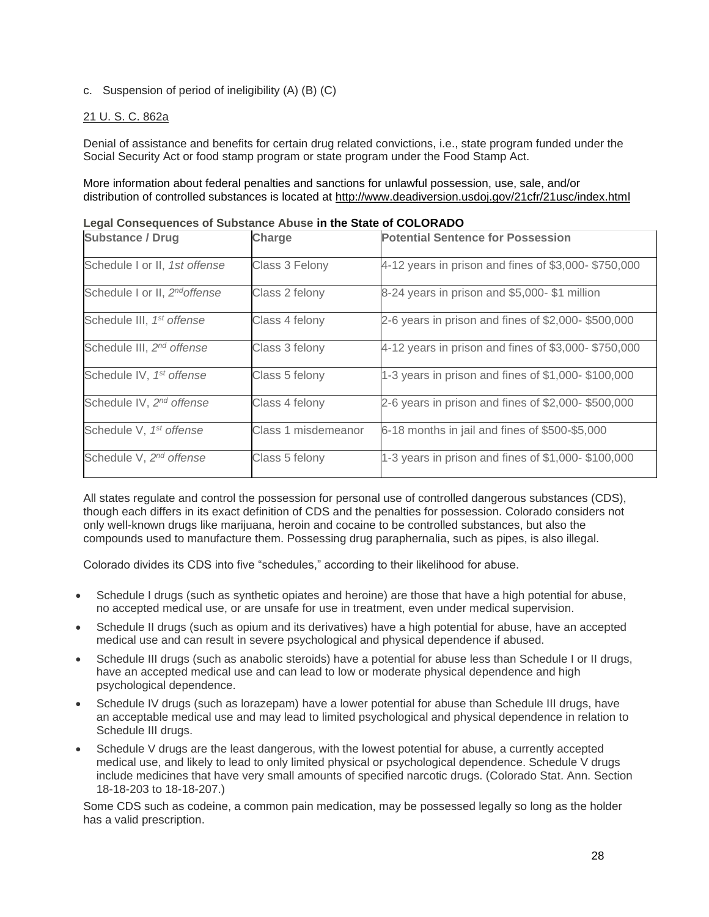c. Suspension of period of ineligibility (A) (B) (C)

21 U. S. C. 862a

Denial of assistance and benefits for certain drug related convictions, i.e., state program funded under the Social Security Act or food stamp program or state program under the Food Stamp Act.

More information about federal penalties and sanctions for unlawful possession, use, sale, and/or distribution of controlled substances is located at http://www.deadiversion.usdoj.gov/21cfr/21usc/index.html

**Legal Consequences of Substance Abuse in the State of COLORADO**

| Substance / Drug | Charge | Potential Sentence for Possession |
|---|---|---|
| Schedule I or II, *1st offense* | Class 3 Felony | 4-12 years in prison and fines of $3,000- $750,000 |
| Schedule I or II, *2nd offense* | Class 2 felony | 8-24 years in prison and $5,000- $1 million |
| Schedule III, *1st offense* | Class 4 felony | 2-6 years in prison and fines of $2,000- $500,000 |
| Schedule III, *2nd offense* | Class 3 felony | 4-12 years in prison and fines of $3,000- $750,000 |
| Schedule IV, *1st offense* | Class 5 felony | 1-3 years in prison and fines of $1,000- $100,000 |
| Schedule IV, *2nd offense* | Class 4 felony | 2-6 years in prison and fines of $2,000- $500,000 |
| Schedule V, *1st offense* | Class 1 misdemeanor | 6-18 months in jail and fines of $500-$5,000 |
| Schedule V, *2nd offense* | Class 5 felony | 1-3 years in prison and fines of $1,000- $100,000 |

All states regulate and control the possession for personal use of controlled dangerous substances (CDS), though each differs in its exact definition of CDS and the penalties for possession. Colorado considers not only well-known drugs like marijuana, heroin and cocaine to be controlled substances, but also the compounds used to manufacture them. Possessing drug paraphernalia, such as pipes, is also illegal.

Colorado divides its CDS into five "schedules," according to their likelihood for abuse.

- Schedule I drugs (such as synthetic opiates and heroine) are those that have a high potential for abuse, no accepted medical use, or are unsafe for use in treatment, even under medical supervision.
- Schedule II drugs (such as opium and its derivatives) have a high potential for abuse, have an accepted medical use and can result in severe psychological and physical dependence if abused.
- Schedule III drugs (such as anabolic steroids) have a potential for abuse less than Schedule I or II drugs, have an accepted medical use and can lead to low or moderate physical dependence and high psychological dependence.
- Schedule IV drugs (such as lorazepam) have a lower potential for abuse than Schedule III drugs, have an acceptable medical use and may lead to limited psychological and physical dependence in relation to Schedule III drugs.
- Schedule V drugs are the least dangerous, with the lowest potential for abuse, a currently accepted medical use, and likely to lead to only limited physical or psychological dependence. Schedule V drugs include medicines that have very small amounts of specified narcotic drugs. (Colorado Stat. Ann. Section 18-18-203 to 18-18-207.)

Some CDS such as codeine, a common pain medication, may be possessed legally so long as the holder has a valid prescription.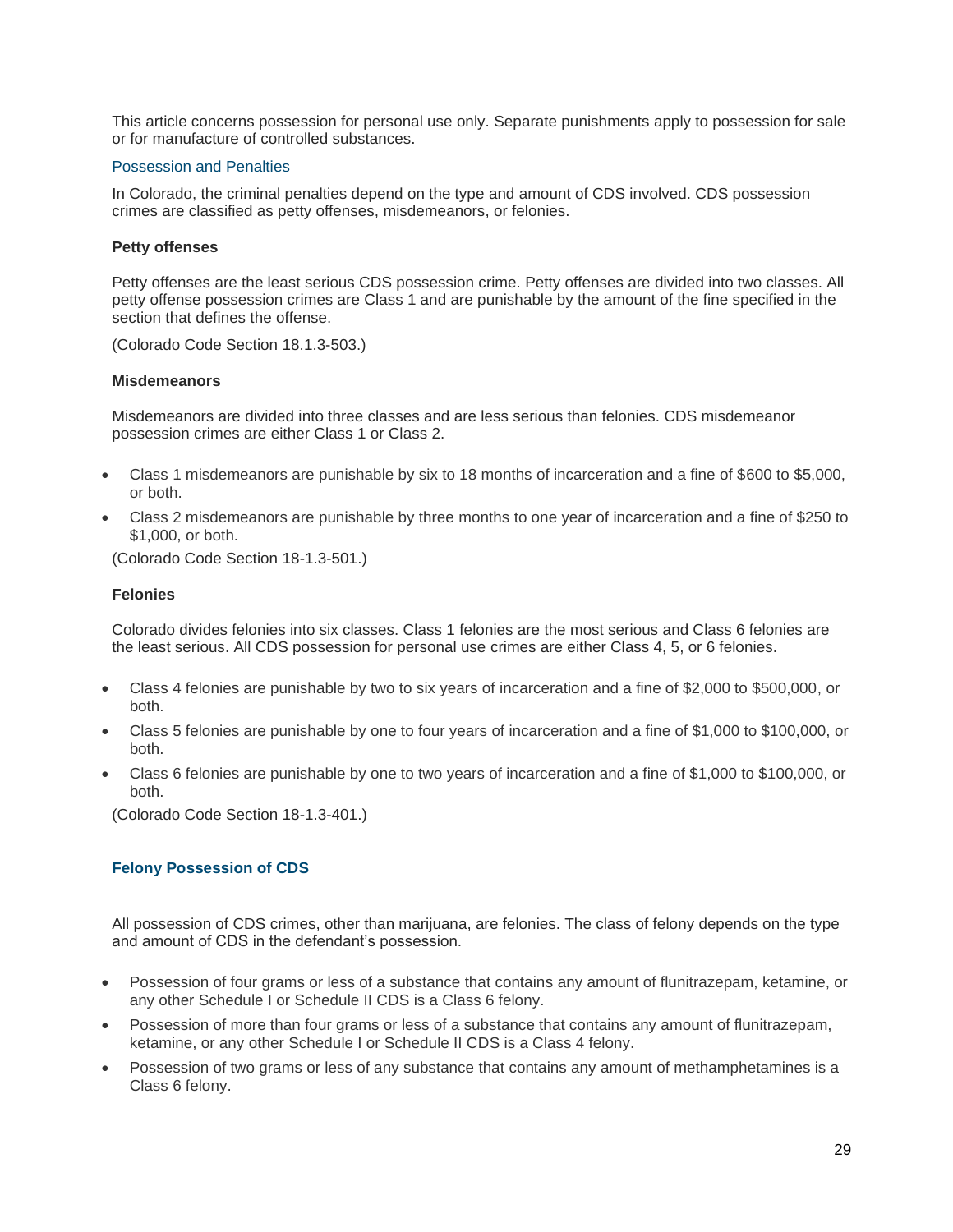This article concerns possession for personal use only. Separate punishments apply to possession for sale or for manufacture of controlled substances.

## Possession and Penalties

In Colorado, the criminal penalties depend on the type and amount of CDS involved. CDS possession crimes are classified as petty offenses, misdemeanors, or felonies.

### Petty offenses

Petty offenses are the least serious CDS possession crime. Petty offenses are divided into two classes. All petty offense possession crimes are Class 1 and are punishable by the amount of the fine specified in the section that defines the offense.

(Colorado Code Section 18.1.3-503.)

### Misdemeanors

Misdemeanors are divided into three classes and are less serious than felonies. CDS misdemeanor possession crimes are either Class 1 or Class 2.

- Class 1 misdemeanors are punishable by six to 18 months of incarceration and a fine of $600 to $5,000, or both.
- Class 2 misdemeanors are punishable by three months to one year of incarceration and a fine of $250 to $1,000, or both.

(Colorado Code Section 18-1.3-501.)

### Felonies

Colorado divides felonies into six classes. Class 1 felonies are the most serious and Class 6 felonies are the least serious. All CDS possession for personal use crimes are either Class 4, 5, or 6 felonies.

- Class 4 felonies are punishable by two to six years of incarceration and a fine of $2,000 to $500,000, or both.
- Class 5 felonies are punishable by one to four years of incarceration and a fine of $1,000 to $100,000, or both.
- Class 6 felonies are punishable by one to two years of incarceration and a fine of $1,000 to $100,000, or both.

(Colorado Code Section 18-1.3-401.)

## Felony Possession of CDS

All possession of CDS crimes, other than marijuana, are felonies. The class of felony depends on the type and amount of CDS in the defendant's possession.

- Possession of four grams or less of a substance that contains any amount of flunitrazepam, ketamine, or any other Schedule I or Schedule II CDS is a Class 6 felony.
- Possession of more than four grams or less of a substance that contains any amount of flunitrazepam, ketamine, or any other Schedule I or Schedule II CDS is a Class 4 felony.
- Possession of two grams or less of any substance that contains any amount of methamphetamines is a Class 6 felony.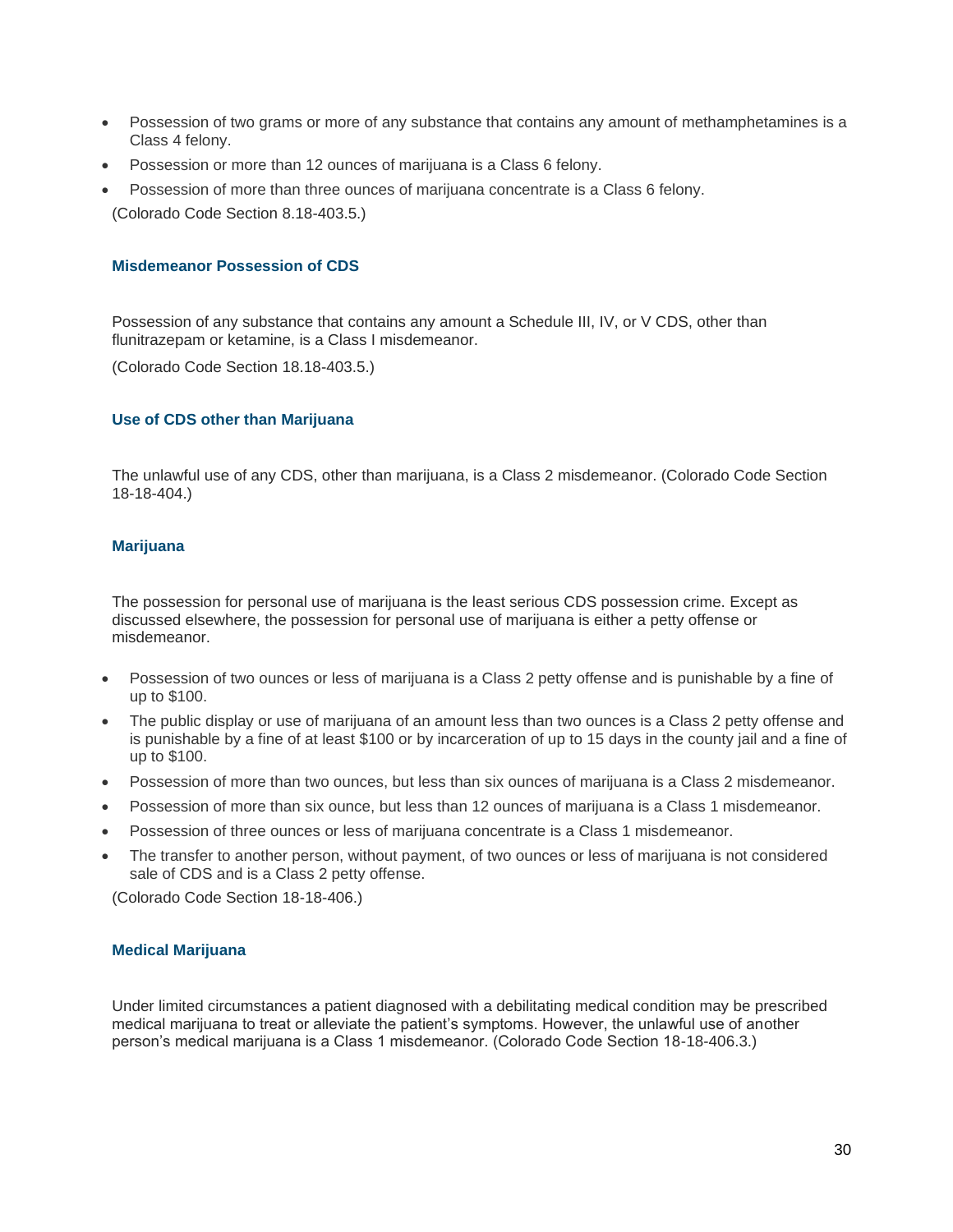- Possession of two grams or more of any substance that contains any amount of methamphetamines is a Class 4 felony.
- Possession or more than 12 ounces of marijuana is a Class 6 felony.
- Possession of more than three ounces of marijuana concentrate is a Class 6 felony.

(Colorado Code Section 8.18-403.5.)

### Misdemeanor Possession of CDS

Possession of any substance that contains any amount a Schedule III, IV, or V CDS, other than flunitrazepam or ketamine, is a Class I misdemeanor.

(Colorado Code Section 18.18-403.5.)

### Use of CDS other than Marijuana

The unlawful use of any CDS, other than marijuana, is a Class 2 misdemeanor. (Colorado Code Section 18-18-404.)

### Marijuana

The possession for personal use of marijuana is the least serious CDS possession crime. Except as discussed elsewhere, the possession for personal use of marijuana is either a petty offense or misdemeanor.

- Possession of two ounces or less of marijuana is a Class 2 petty offense and is punishable by a fine of up to $100.
- The public display or use of marijuana of an amount less than two ounces is a Class 2 petty offense and is punishable by a fine of at least $100 or by incarceration of up to 15 days in the county jail and a fine of up to $100.
- Possession of more than two ounces, but less than six ounces of marijuana is a Class 2 misdemeanor.
- Possession of more than six ounce, but less than 12 ounces of marijuana is a Class 1 misdemeanor.
- Possession of three ounces or less of marijuana concentrate is a Class 1 misdemeanor.
- The transfer to another person, without payment, of two ounces or less of marijuana is not considered sale of CDS and is a Class 2 petty offense.

(Colorado Code Section 18-18-406.)

### Medical Marijuana

Under limited circumstances a patient diagnosed with a debilitating medical condition may be prescribed medical marijuana to treat or alleviate the patient's symptoms. However, the unlawful use of another person's medical marijuana is a Class 1 misdemeanor. (Colorado Code Section 18-18-406.3.)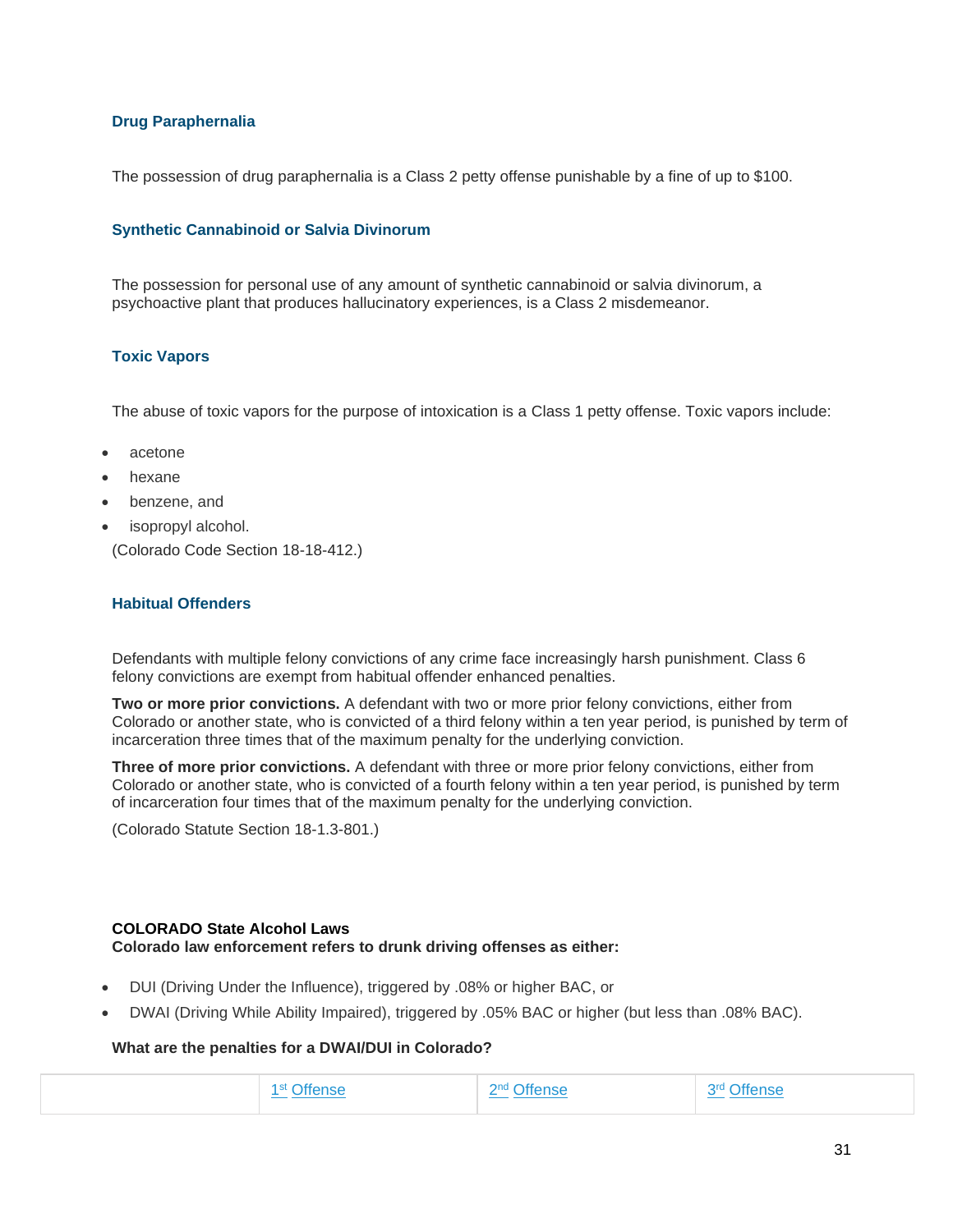### Drug Paraphernalia

The possession of drug paraphernalia is a Class 2 petty offense punishable by a fine of up to $100.

### Synthetic Cannabinoid or Salvia Divinorum

The possession for personal use of any amount of synthetic cannabinoid or salvia divinorum, a psychoactive plant that produces hallucinatory experiences, is a Class 2 misdemeanor.

### Toxic Vapors

The abuse of toxic vapors for the purpose of intoxication is a Class 1 petty offense. Toxic vapors include:

- acetone
- hexane
- benzene, and
- isopropyl alcohol.

(Colorado Code Section 18-18-412.)

### Habitual Offenders

Defendants with multiple felony convictions of any crime face increasingly harsh punishment. Class 6 felony convictions are exempt from habitual offender enhanced penalties.

**Two or more prior convictions.** A defendant with two or more prior felony convictions, either from Colorado or another state, who is convicted of a third felony within a ten year period, is punished by term of incarceration three times that of the maximum penalty for the underlying conviction.

**Three of more prior convictions.** A defendant with three or more prior felony convictions, either from Colorado or another state, who is convicted of a fourth felony within a ten year period, is punished by term of incarceration four times that of the maximum penalty for the underlying conviction.

(Colorado Statute Section 18-1.3-801.)

**COLORADO State Alcohol Laws**
**Colorado law enforcement refers to drunk driving offenses as either:**

- DUI (Driving Under the Influence), triggered by .08% or higher BAC, or
- DWAI (Driving While Ability Impaired), triggered by .05% BAC or higher (but less than .08% BAC).

**What are the penalties for a DWAI/DUI in Colorado?**

| | 1st Offense | 2nd Offense | 3rd Offense |
|---|---|---|---|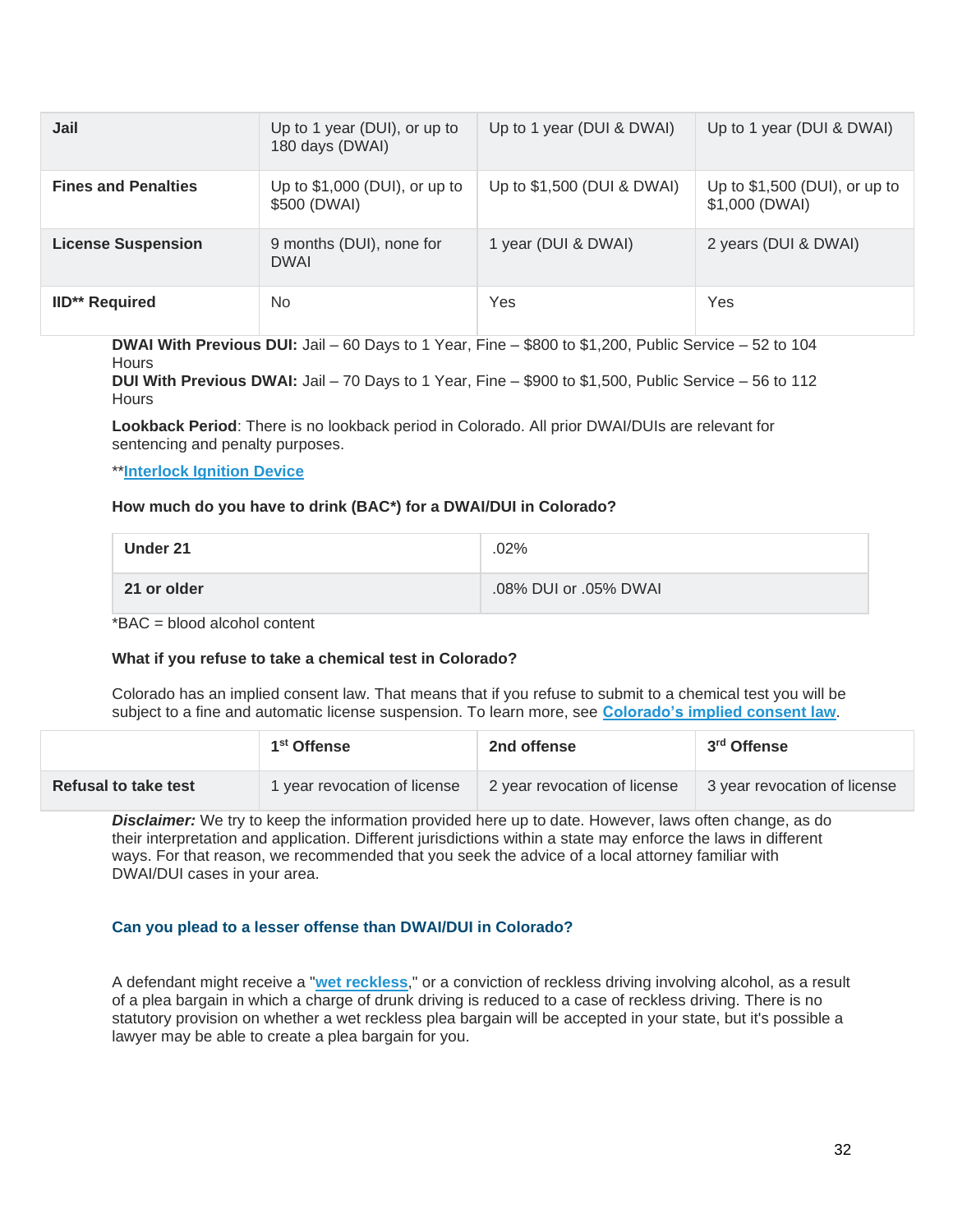| Jail | Up to 1 year (DUI), or up to 180 days (DWAI) | Up to 1 year (DUI & DWAI) | Up to 1 year (DUI & DWAI) |
|---|---|---|---|
| **Fines and Penalties** | Up to $1,000 (DUI), or up to $500 (DWAI) | Up to $1,500 (DUI & DWAI) | Up to $1,500 (DUI), or up to $1,000 (DWAI) |
| **License Suspension** | 9 months (DUI), none for DWAI | 1 year (DUI & DWAI) | 2 years (DUI & DWAI) |
| **IID\*\* Required** | No | Yes | Yes |

**DWAI With Previous DUI:** Jail – 60 Days to 1 Year, Fine – $800 to $1,200, Public Service – 52 to 104 Hours
**DUI With Previous DWAI:** Jail – 70 Days to 1 Year, Fine – $900 to $1,500, Public Service – 56 to 112 Hours

**Lookback Period**: There is no lookback period in Colorado. All prior DWAI/DUIs are relevant for sentencing and penalty purposes.

**Interlock Ignition Device

**How much do you have to drink (BAC*) for a DWAI/DUI in Colorado?**

| Under 21 | .02% |
|---|---|
| **21 or older** | .08% DUI or .05% DWAI |

*BAC = blood alcohol content

**What if you refuse to take a chemical test in Colorado?**

Colorado has an implied consent law. That means that if you refuse to submit to a chemical test you will be subject to a fine and automatic license suspension. To learn more, see Colorado's implied consent law.

| | 1st Offense | 2nd offense | 3rd Offense |
|---|---|---|---|
| **Refusal to take test** | 1 year revocation of license | 2 year revocation of license | 3 year revocation of license |

***Disclaimer:*** We try to keep the information provided here up to date. However, laws often change, as do their interpretation and application. Different jurisdictions within a state may enforce the laws in different ways. For that reason, we recommended that you seek the advice of a local attorney familiar with DWAI/DUI cases in your area.

### Can you plead to a lesser offense than DWAI/DUI in Colorado?

A defendant might receive a "wet reckless," or a conviction of reckless driving involving alcohol, as a result of a plea bargain in which a charge of drunk driving is reduced to a case of reckless driving. There is no statutory provision on whether a wet reckless plea bargain will be accepted in your state, but it's possible a lawyer may be able to create a plea bargain for you.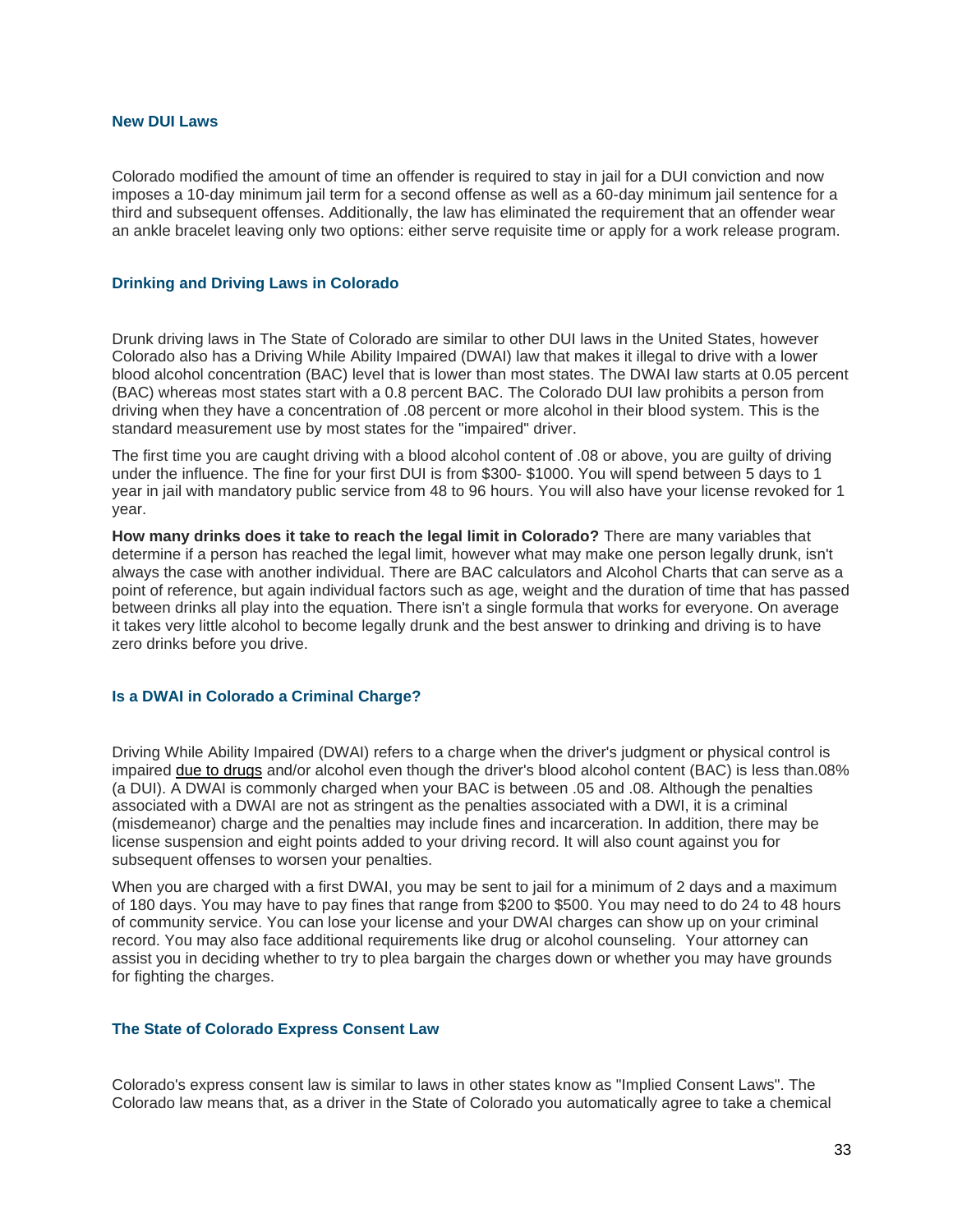## New DUI Laws

Colorado modified the amount of time an offender is required to stay in jail for a DUI conviction and now imposes a 10-day minimum jail term for a second offense as well as a 60-day minimum jail sentence for a third and subsequent offenses. Additionally, the law has eliminated the requirement that an offender wear an ankle bracelet leaving only two options: either serve requisite time or apply for a work release program.

## Drinking and Driving Laws in Colorado

Drunk driving laws in The State of Colorado are similar to other DUI laws in the United States, however Colorado also has a Driving While Ability Impaired (DWAI) law that makes it illegal to drive with a lower blood alcohol concentration (BAC) level that is lower than most states. The DWAI law starts at 0.05 percent (BAC) whereas most states start with a 0.8 percent BAC. The Colorado DUI law prohibits a person from driving when they have a concentration of .08 percent or more alcohol in their blood system. This is the standard measurement use by most states for the "impaired" driver.

The first time you are caught driving with a blood alcohol content of .08 or above, you are guilty of driving under the influence. The fine for your first DUI is from $300- $1000. You will spend between 5 days to 1 year in jail with mandatory public service from 48 to 96 hours. You will also have your license revoked for 1 year.

**How many drinks does it take to reach the legal limit in Colorado?** There are many variables that determine if a person has reached the legal limit, however what may make one person legally drunk, isn't always the case with another individual. There are BAC calculators and Alcohol Charts that can serve as a point of reference, but again individual factors such as age, weight and the duration of time that has passed between drinks all play into the equation. There isn't a single formula that works for everyone. On average it takes very little alcohol to become legally drunk and the best answer to drinking and driving is to have zero drinks before you drive.

## Is a DWAI in Colorado a Criminal Charge?

Driving While Ability Impaired (DWAI) refers to a charge when the driver's judgment or physical control is impaired due to drugs and/or alcohol even though the driver's blood alcohol content (BAC) is less than.08% (a DUI). A DWAI is commonly charged when your BAC is between .05 and .08. Although the penalties associated with a DWAI are not as stringent as the penalties associated with a DWI, it is a criminal (misdemeanor) charge and the penalties may include fines and incarceration. In addition, there may be license suspension and eight points added to your driving record. It will also count against you for subsequent offenses to worsen your penalties.

When you are charged with a first DWAI, you may be sent to jail for a minimum of 2 days and a maximum of 180 days. You may have to pay fines that range from $200 to $500. You may need to do 24 to 48 hours of community service. You can lose your license and your DWAI charges can show up on your criminal record. You may also face additional requirements like drug or alcohol counseling. Your attorney can assist you in deciding whether to try to plea bargain the charges down or whether you may have grounds for fighting the charges.

## The State of Colorado Express Consent Law

Colorado's express consent law is similar to laws in other states know as "Implied Consent Laws". The Colorado law means that, as a driver in the State of Colorado you automatically agree to take a chemical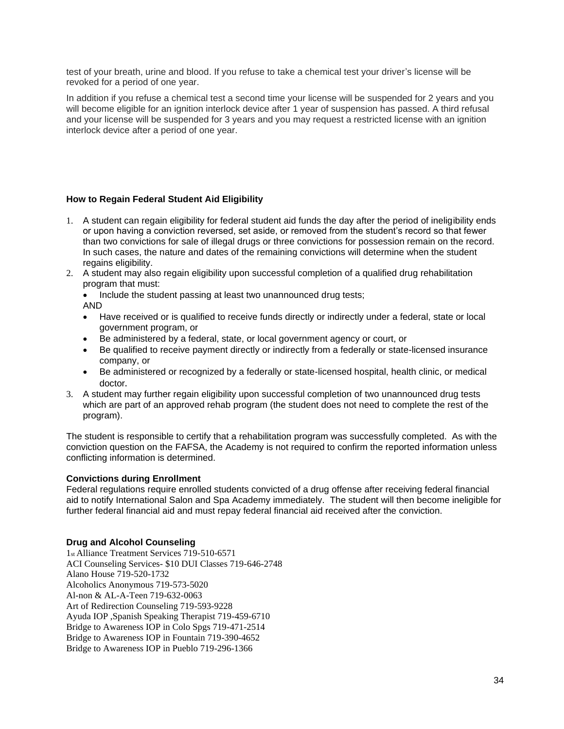test of your breath, urine and blood. If you refuse to take a chemical test your driver's license will be revoked for a period of one year.

In addition if you refuse a chemical test a second time your license will be suspended for 2 years and you will become eligible for an ignition interlock device after 1 year of suspension has passed. A third refusal and your license will be suspended for 3 years and you may request a restricted license with an ignition interlock device after a period of one year.

**How to Regain Federal Student Aid Eligibility**

1. A student can regain eligibility for federal student aid funds the day after the period of ineligibility ends or upon having a conviction reversed, set aside, or removed from the student's record so that fewer than two convictions for sale of illegal drugs or three convictions for possession remain on the record. In such cases, the nature and dates of the remaining convictions will determine when the student regains eligibility.
2. A student may also regain eligibility upon successful completion of a qualified drug rehabilitation program that must:
   - Include the student passing at least two unannounced drug tests;

   AND
   - Have received or is qualified to receive funds directly or indirectly under a federal, state or local government program, or
   - Be administered by a federal, state, or local government agency or court, or
   - Be qualified to receive payment directly or indirectly from a federally or state-licensed insurance company, or
   - Be administered or recognized by a federally or state-licensed hospital, health clinic, or medical doctor.
3. A student may further regain eligibility upon successful completion of two unannounced drug tests which are part of an approved rehab program (the student does not need to complete the rest of the program).

The student is responsible to certify that a rehabilitation program was successfully completed. As with the conviction question on the FAFSA, the Academy is not required to confirm the reported information unless conflicting information is determined.

**Convictions during Enrollment**

Federal regulations require enrolled students convicted of a drug offense after receiving federal financial aid to notify International Salon and Spa Academy immediately. The student will then become ineligible for further federal financial aid and must repay federal financial aid received after the conviction.

**Drug and Alcohol Counseling**

1st Alliance Treatment Services 719-510-6571
ACI Counseling Services- $10 DUI Classes 719-646-2748
Alano House 719-520-1732
Alcoholics Anonymous 719-573-5020
Al-non & AL-A-Teen 719-632-0063
Art of Redirection Counseling 719-593-9228
Ayuda IOP ,Spanish Speaking Therapist 719-459-6710
Bridge to Awareness IOP in Colo Spgs 719-471-2514
Bridge to Awareness IOP in Fountain 719-390-4652
Bridge to Awareness IOP in Pueblo 719-296-1366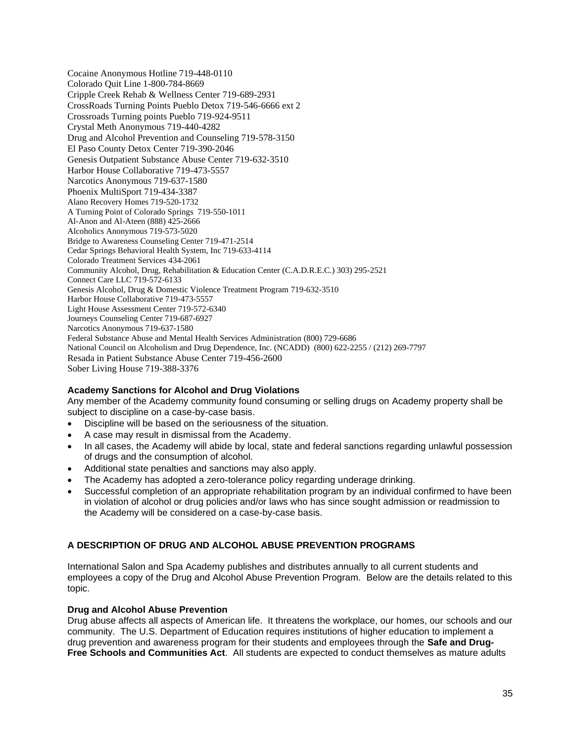Cocaine Anonymous Hotline 719-448-0110
Colorado Quit Line 1-800-784-8669
Cripple Creek Rehab & Wellness Center 719-689-2931
CrossRoads Turning Points Pueblo Detox 719-546-6666 ext 2
Crossroads Turning points Pueblo 719-924-9511
Crystal Meth Anonymous 719-440-4282
Drug and Alcohol Prevention and Counseling 719-578-3150
El Paso County Detox Center 719-390-2046
Genesis Outpatient Substance Abuse Center 719-632-3510
Harbor House Collaborative 719-473-5557
Narcotics Anonymous 719-637-1580
Phoenix MultiSport 719-434-3387
Alano Recovery Homes 719-520-1732
A Turning Point of Colorado Springs 719-550-1011
Al-Anon and Al-Ateen (888) 425-2666
Alcoholics Anonymous 719-573-5020
Bridge to Awareness Counseling Center 719-471-2514
Cedar Springs Behavioral Health System, Inc 719-633-4114
Colorado Treatment Services 434-2061
Community Alcohol, Drug, Rehabilitation & Education Center (C.A.D.R.E.C.) 303) 295-2521
Connect Care LLC 719-572-6133
Genesis Alcohol, Drug & Domestic Violence Treatment Program 719-632-3510
Harbor House Collaborative 719-473-5557
Light House Assessment Center 719-572-6340
Journeys Counseling Center 719-687-6927
Narcotics Anonymous 719-637-1580
Federal Substance Abuse and Mental Health Services Administration (800) 729-6686
National Council on Alcoholism and Drug Dependence, Inc. (NCADD) (800) 622-2255 / (212) 269-7797
Resada in Patient Substance Abuse Center 719-456-2600
Sober Living House 719-388-3376

**Academy Sanctions for Alcohol and Drug Violations**
Any member of the Academy community found consuming or selling drugs on Academy property shall be subject to discipline on a case-by-case basis.

- Discipline will be based on the seriousness of the situation.
- A case may result in dismissal from the Academy.
- In all cases, the Academy will abide by local, state and federal sanctions regarding unlawful possession of drugs and the consumption of alcohol.
- Additional state penalties and sanctions may also apply.
- The Academy has adopted a zero-tolerance policy regarding underage drinking.
- Successful completion of an appropriate rehabilitation program by an individual confirmed to have been in violation of alcohol or drug policies and/or laws who has since sought admission or readmission to the Academy will be considered on a case-by-case basis.

## A DESCRIPTION OF DRUG AND ALCOHOL ABUSE PREVENTION PROGRAMS

International Salon and Spa Academy publishes and distributes annually to all current students and employees a copy of the Drug and Alcohol Abuse Prevention Program. Below are the details related to this topic.

**Drug and Alcohol Abuse Prevention**
Drug abuse affects all aspects of American life. It threatens the workplace, our homes, our schools and our community. The U.S. Department of Education requires institutions of higher education to implement a drug prevention and awareness program for their students and employees through the **Safe and Drug-Free Schools and Communities Act**. All students are expected to conduct themselves as mature adults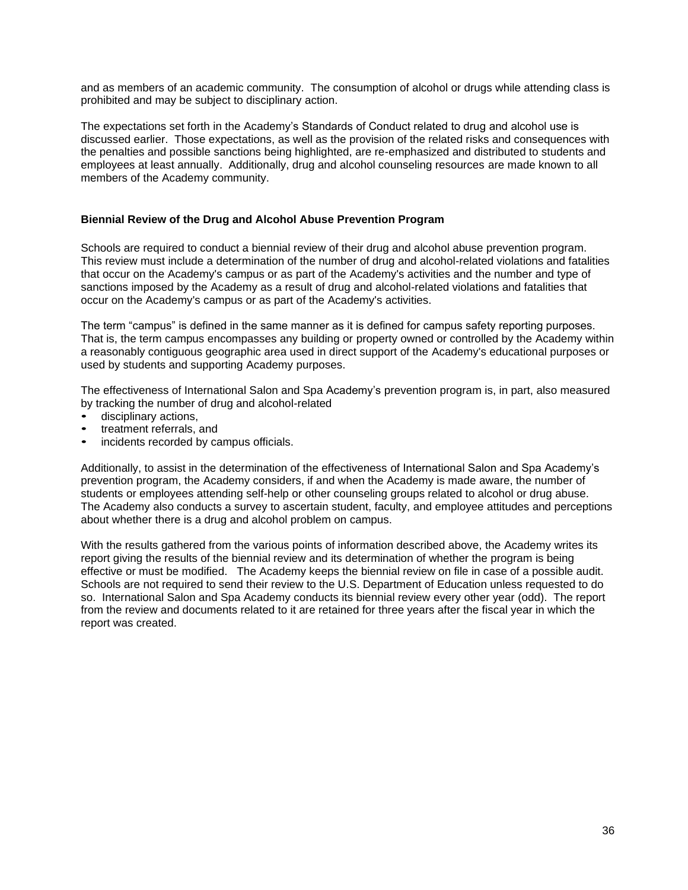and as members of an academic community. The consumption of alcohol or drugs while attending class is prohibited and may be subject to disciplinary action.

The expectations set forth in the Academy's Standards of Conduct related to drug and alcohol use is discussed earlier. Those expectations, as well as the provision of the related risks and consequences with the penalties and possible sanctions being highlighted, are re-emphasized and distributed to students and employees at least annually. Additionally, drug and alcohol counseling resources are made known to all members of the Academy community.

**Biennial Review of the Drug and Alcohol Abuse Prevention Program**

Schools are required to conduct a biennial review of their drug and alcohol abuse prevention program. This review must include a determination of the number of drug and alcohol-related violations and fatalities that occur on the Academy's campus or as part of the Academy's activities and the number and type of sanctions imposed by the Academy as a result of drug and alcohol-related violations and fatalities that occur on the Academy's campus or as part of the Academy's activities.

The term "campus" is defined in the same manner as it is defined for campus safety reporting purposes. That is, the term campus encompasses any building or property owned or controlled by the Academy within a reasonably contiguous geographic area used in direct support of the Academy's educational purposes or used by students and supporting Academy purposes.

The effectiveness of International Salon and Spa Academy's prevention program is, in part, also measured by tracking the number of drug and alcohol-related

- disciplinary actions,
- treatment referrals, and
- incidents recorded by campus officials.

Additionally, to assist in the determination of the effectiveness of International Salon and Spa Academy's prevention program, the Academy considers, if and when the Academy is made aware, the number of students or employees attending self-help or other counseling groups related to alcohol or drug abuse. The Academy also conducts a survey to ascertain student, faculty, and employee attitudes and perceptions about whether there is a drug and alcohol problem on campus.

With the results gathered from the various points of information described above, the Academy writes its report giving the results of the biennial review and its determination of whether the program is being effective or must be modified. The Academy keeps the biennial review on file in case of a possible audit. Schools are not required to send their review to the U.S. Department of Education unless requested to do so. International Salon and Spa Academy conducts its biennial review every other year (odd). The report from the review and documents related to it are retained for three years after the fiscal year in which the report was created.